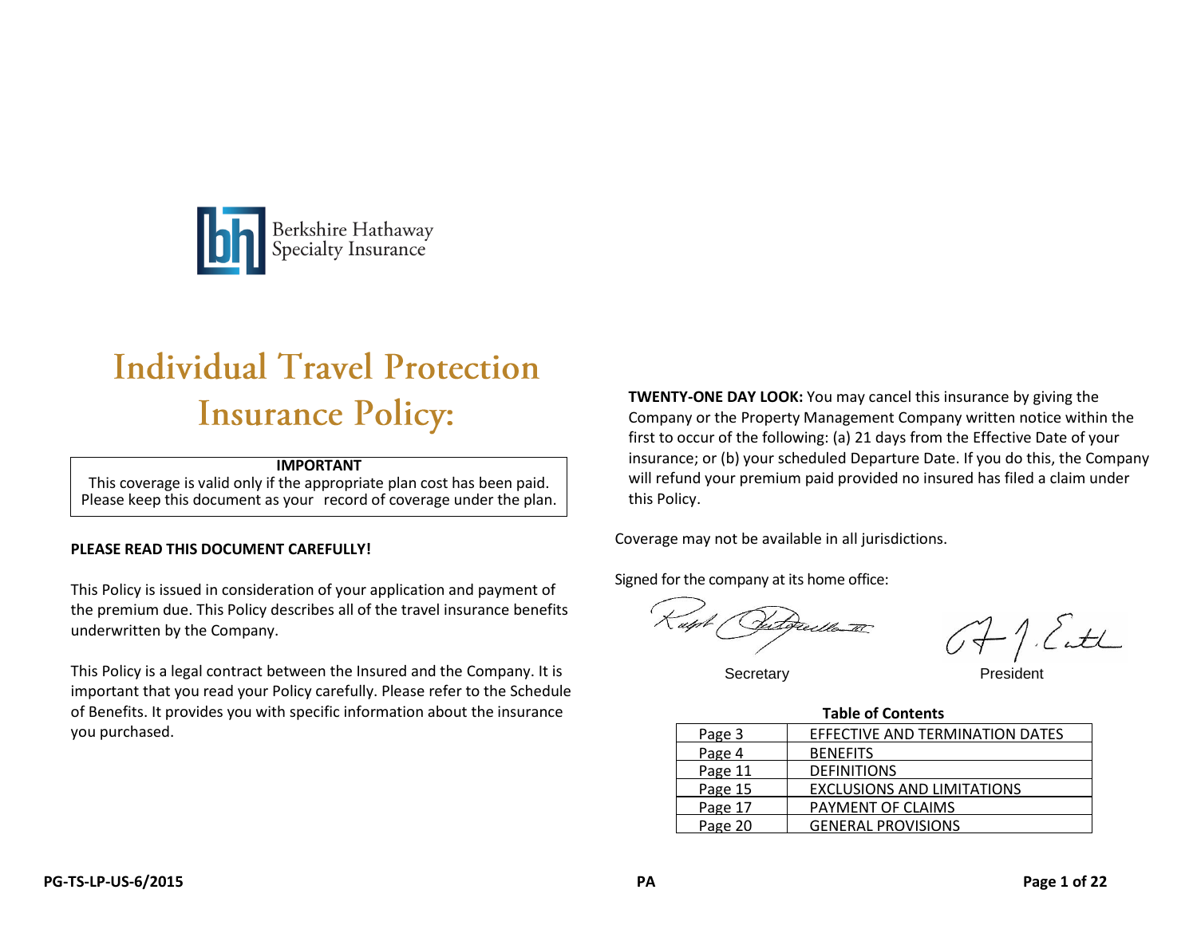Berkshire Hathaway Specialty Insurance

# Individual Travel Protection Insurance Policy:

**IMPORTANT**
This coverage is valid only if the appropriate plan cost has been paid. Please keep this document as your record of coverage under the plan.

**PLEASE READ THIS DOCUMENT CAREFULLY!**

This Policy is issued in consideration of your application and payment of the premium due. This Policy describes all of the travel insurance benefits underwritten by the Company.

This Policy is a legal contract between the Insured and the Company. It is important that you read your Policy carefully. Please refer to the Schedule of Benefits. It provides you with specific information about the insurance you purchased.

**TWENTY-ONE DAY LOOK:** You may cancel this insurance by giving the Company or the Property Management Company written notice within the first to occur of the following: (a) 21 days from the Effective Date of your insurance; or (b) your scheduled Departure Date. If you do this, the Company will refund your premium paid provided no insured has filed a claim under this Policy.

Coverage may not be available in all jurisdictions.

Signed for the company at its home office:

Secretary | President

**Table of Contents**

| | |
|---|---|
| Page 3 | EFFECTIVE AND TERMINATION DATES |
| Page 4 | BENEFITS |
| Page 11 | DEFINITIONS |
| Page 15 | EXCLUSIONS AND LIMITATIONS |
| Page 17 | PAYMENT OF CLAIMS |
| Page 20 | GENERAL PROVISIONS |

**PG-TS-LP-US-6/2015** **PA**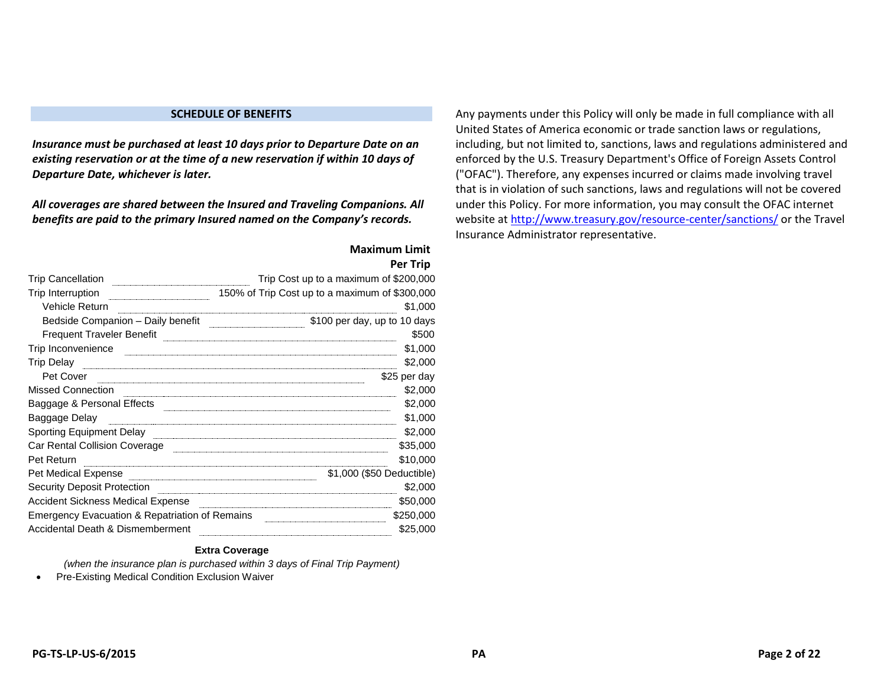## SCHEDULE OF BENEFITS

***Insurance must be purchased at least 10 days prior to Departure Date on an existing reservation or at the time of a new reservation if within 10 days of Departure Date, whichever is later.***

***All coverages are shared between the Insured and Traveling Companions. All benefits are paid to the primary Insured named on the Company's records.***

| | **Maximum Limit Per Trip** |
|---|---|
| Trip Cancellation | Trip Cost up to a maximum of $200,000 |
| Trip Interruption | 150% of Trip Cost up to a maximum of $300,000 |
| Vehicle Return | $1,000 |
| Bedside Companion – Daily benefit | $100 per day, up to 10 days |
| Frequent Traveler Benefit | $500 |
| Trip Inconvenience | $1,000 |
| Trip Delay | $2,000 |
| Pet Cover | $25 per day |
| Missed Connection | $2,000 |
| Baggage & Personal Effects | $2,000 |
| Baggage Delay | $1,000 |
| Sporting Equipment Delay | $2,000 |
| Car Rental Collision Coverage | $35,000 |
| Pet Return | $10,000 |
| Pet Medical Expense | $1,000 ($50 Deductible) |
| Security Deposit Protection | $2,000 |
| Accident Sickness Medical Expense | $50,000 |
| Emergency Evacuation & Repatriation of Remains | $250,000 |
| Accidental Death & Dismemberment | $25,000 |

**Extra Coverage**

*(when the insurance plan is purchased within 3 days of Final Trip Payment)*

- Pre-Existing Medical Condition Exclusion Waiver

Any payments under this Policy will only be made in full compliance with all United States of America economic or trade sanction laws or regulations, including, but not limited to, sanctions, laws and regulations administered and enforced by the U.S. Treasury Department's Office of Foreign Assets Control ("OFAC"). Therefore, any expenses incurred or claims made involving travel that is in violation of such sanctions, laws and regulations will not be covered under this Policy. For more information, you may consult the OFAC internet website at http://www.treasury.gov/resource-center/sanctions/ or the Travel Insurance Administrator representative.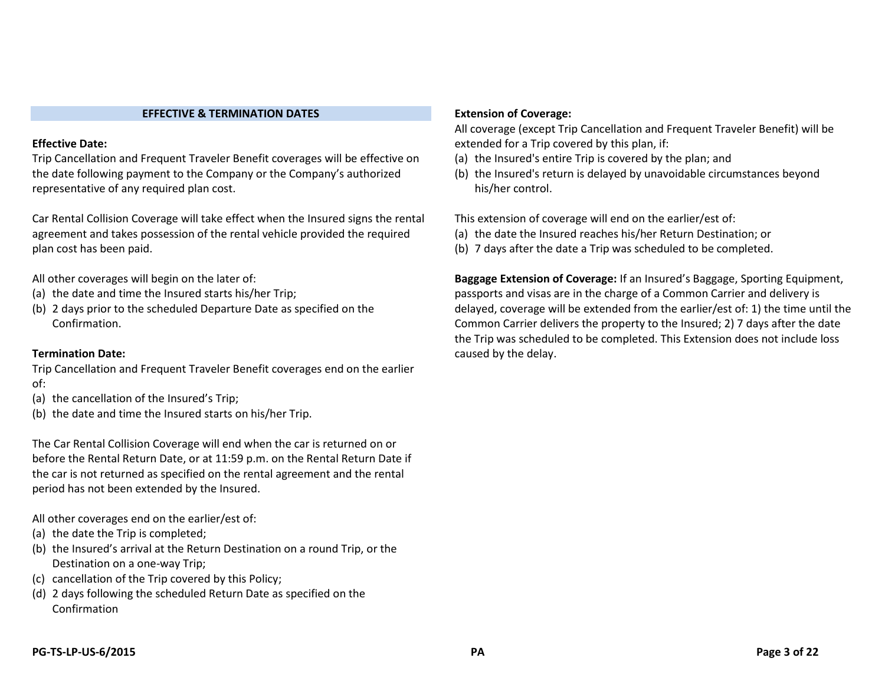## EFFECTIVE & TERMINATION DATES

**Effective Date:**
Trip Cancellation and Frequent Traveler Benefit coverages will be effective on the date following payment to the Company or the Company's authorized representative of any required plan cost.

Car Rental Collision Coverage will take effect when the Insured signs the rental agreement and takes possession of the rental vehicle provided the required plan cost has been paid.

All other coverages will begin on the later of:

(a) the date and time the Insured starts his/her Trip;
(b) 2 days prior to the scheduled Departure Date as specified on the Confirmation.

**Termination Date:**
Trip Cancellation and Frequent Traveler Benefit coverages end on the earlier of:

(a) the cancellation of the Insured's Trip;
(b) the date and time the Insured starts on his/her Trip.

The Car Rental Collision Coverage will end when the car is returned on or before the Rental Return Date, or at 11:59 p.m. on the Rental Return Date if the car is not returned as specified on the rental agreement and the rental period has not been extended by the Insured.

All other coverages end on the earlier/est of:

(a) the date the Trip is completed;
(b) the Insured's arrival at the Return Destination on a round Trip, or the Destination on a one-way Trip;
(c) cancellation of the Trip covered by this Policy;
(d) 2 days following the scheduled Return Date as specified on the Confirmation

**Extension of Coverage:**
All coverage (except Trip Cancellation and Frequent Traveler Benefit) will be extended for a Trip covered by this plan, if:

(a) the Insured's entire Trip is covered by the plan; and
(b) the Insured's return is delayed by unavoidable circumstances beyond his/her control.

This extension of coverage will end on the earlier/est of:

(a) the date the Insured reaches his/her Return Destination; or
(b) 7 days after the date a Trip was scheduled to be completed.

**Baggage Extension of Coverage:** If an Insured's Baggage, Sporting Equipment, passports and visas are in the charge of a Common Carrier and delivery is delayed, coverage will be extended from the earlier/est of: 1) the time until the Common Carrier delivers the property to the Insured; 2) 7 days after the date the Trip was scheduled to be completed. This Extension does not include loss caused by the delay.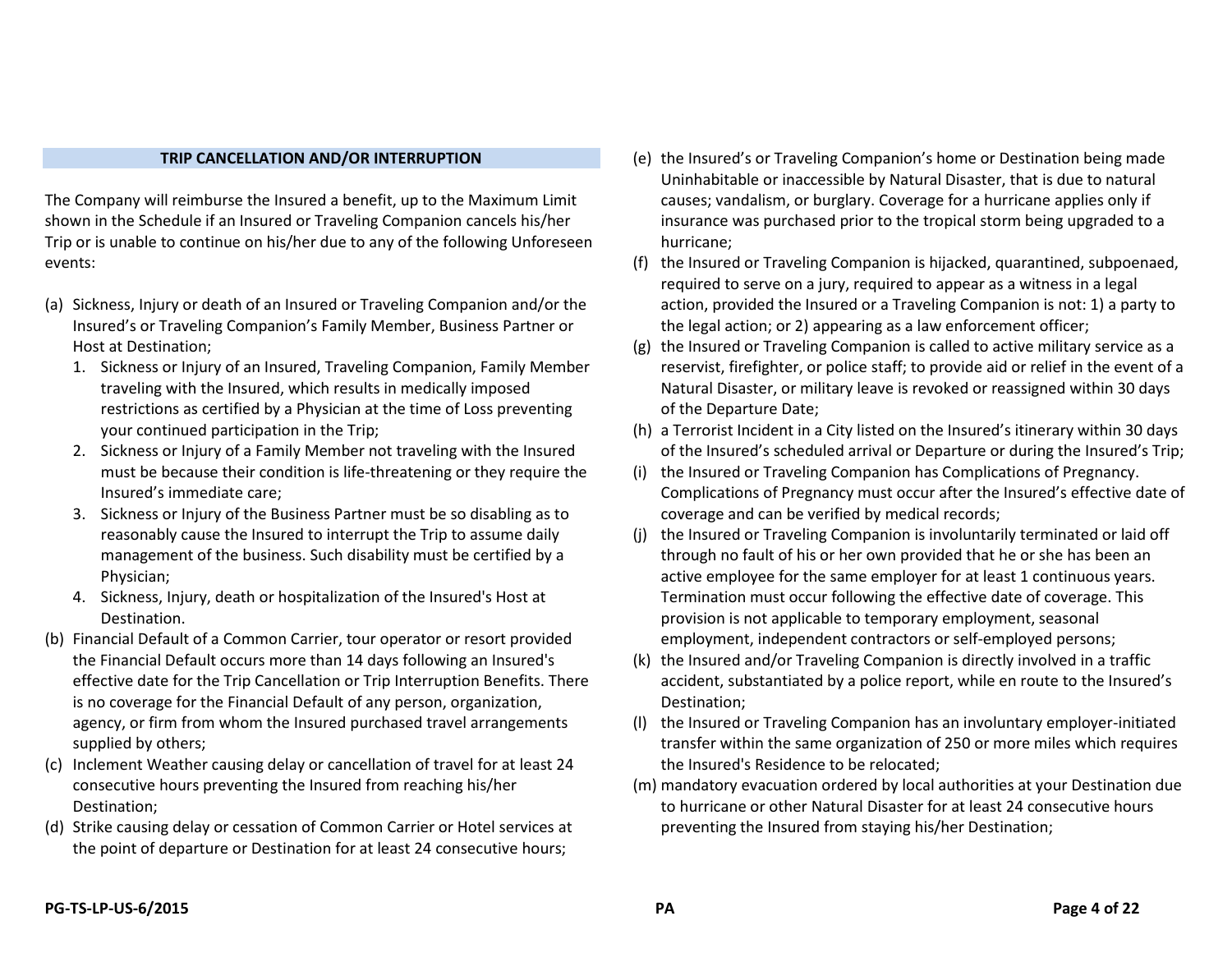## TRIP CANCELLATION AND/OR INTERRUPTION

The Company will reimburse the Insured a benefit, up to the Maximum Limit shown in the Schedule if an Insured or Traveling Companion cancels his/her Trip or is unable to continue on his/her due to any of the following Unforeseen events:

(a) Sickness, Injury or death of an Insured or Traveling Companion and/or the Insured's or Traveling Companion's Family Member, Business Partner or Host at Destination;
   1. Sickness or Injury of an Insured, Traveling Companion, Family Member traveling with the Insured, which results in medically imposed restrictions as certified by a Physician at the time of Loss preventing your continued participation in the Trip;
   2. Sickness or Injury of a Family Member not traveling with the Insured must be because their condition is life-threatening or they require the Insured's immediate care;
   3. Sickness or Injury of the Business Partner must be so disabling as to reasonably cause the Insured to interrupt the Trip to assume daily management of the business. Such disability must be certified by a Physician;
   4. Sickness, Injury, death or hospitalization of the Insured's Host at Destination.

(b) Financial Default of a Common Carrier, tour operator or resort provided the Financial Default occurs more than 14 days following an Insured's effective date for the Trip Cancellation or Trip Interruption Benefits. There is no coverage for the Financial Default of any person, organization, agency, or firm from whom the Insured purchased travel arrangements supplied by others;

(c) Inclement Weather causing delay or cancellation of travel for at least 24 consecutive hours preventing the Insured from reaching his/her Destination;

(d) Strike causing delay or cessation of Common Carrier or Hotel services at the point of departure or Destination for at least 24 consecutive hours;

(e) the Insured's or Traveling Companion's home or Destination being made Uninhabitable or inaccessible by Natural Disaster, that is due to natural causes; vandalism, or burglary. Coverage for a hurricane applies only if insurance was purchased prior to the tropical storm being upgraded to a hurricane;

(f) the Insured or Traveling Companion is hijacked, quarantined, subpoenaed, required to serve on a jury, required to appear as a witness in a legal action, provided the Insured or a Traveling Companion is not: 1) a party to the legal action; or 2) appearing as a law enforcement officer;

(g) the Insured or Traveling Companion is called to active military service as a reservist, firefighter, or police staff; to provide aid or relief in the event of a Natural Disaster, or military leave is revoked or reassigned within 30 days of the Departure Date;

(h) a Terrorist Incident in a City listed on the Insured's itinerary within 30 days of the Insured's scheduled arrival or Departure or during the Insured's Trip;

(i) the Insured or Traveling Companion has Complications of Pregnancy. Complications of Pregnancy must occur after the Insured's effective date of coverage and can be verified by medical records;

(j) the Insured or Traveling Companion is involuntarily terminated or laid off through no fault of his or her own provided that he or she has been an active employee for the same employer for at least 1 continuous years. Termination must occur following the effective date of coverage. This provision is not applicable to temporary employment, seasonal employment, independent contractors or self-employed persons;

(k) the Insured and/or Traveling Companion is directly involved in a traffic accident, substantiated by a police report, while en route to the Insured's Destination;

(l) the Insured or Traveling Companion has an involuntary employer-initiated transfer within the same organization of 250 or more miles which requires the Insured's Residence to be relocated;

(m) mandatory evacuation ordered by local authorities at your Destination due to hurricane or other Natural Disaster for at least 24 consecutive hours preventing the Insured from staying his/her Destination;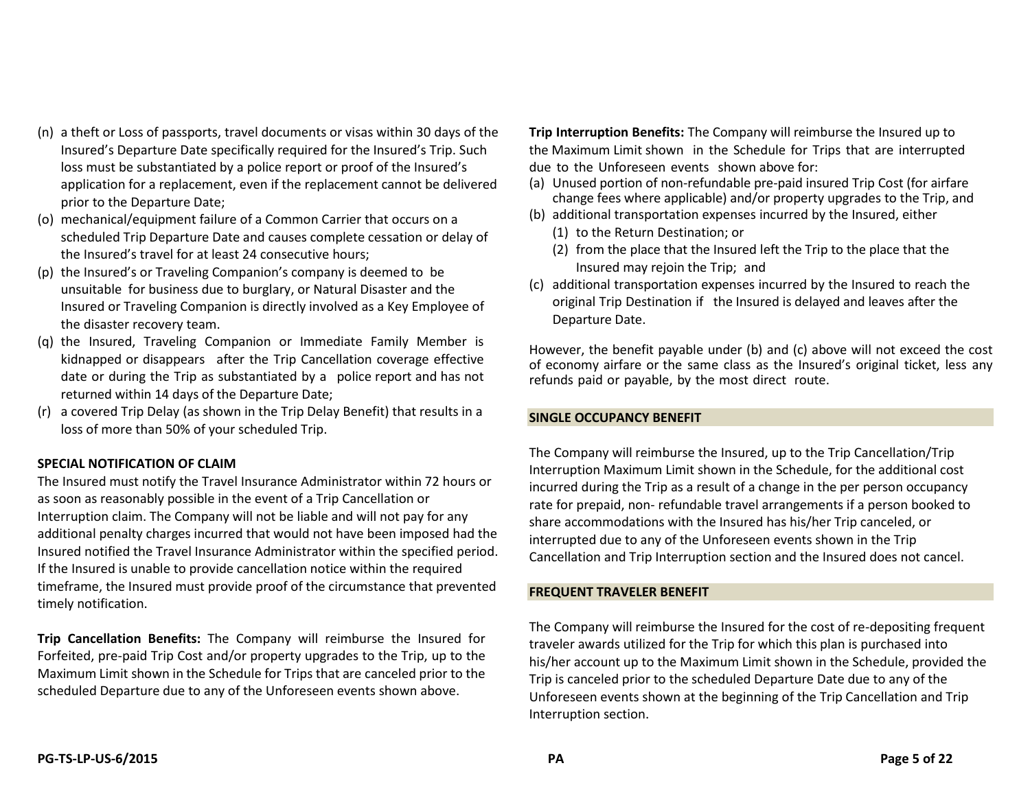(n) a theft or Loss of passports, travel documents or visas within 30 days of the Insured's Departure Date specifically required for the Insured's Trip. Such loss must be substantiated by a police report or proof of the Insured's application for a replacement, even if the replacement cannot be delivered prior to the Departure Date;

(o) mechanical/equipment failure of a Common Carrier that occurs on a scheduled Trip Departure Date and causes complete cessation or delay of the Insured's travel for at least 24 consecutive hours;

(p) the Insured's or Traveling Companion's company is deemed to be unsuitable for business due to burglary, or Natural Disaster and the Insured or Traveling Companion is directly involved as a Key Employee of the disaster recovery team.

(q) the Insured, Traveling Companion or Immediate Family Member is kidnapped or disappears after the Trip Cancellation coverage effective date or during the Trip as substantiated by a police report and has not returned within 14 days of the Departure Date;

(r) a covered Trip Delay (as shown in the Trip Delay Benefit) that results in a loss of more than 50% of your scheduled Trip.

**SPECIAL NOTIFICATION OF CLAIM**

The Insured must notify the Travel Insurance Administrator within 72 hours or as soon as reasonably possible in the event of a Trip Cancellation or Interruption claim. The Company will not be liable and will not pay for any additional penalty charges incurred that would not have been imposed had the Insured notified the Travel Insurance Administrator within the specified period. If the Insured is unable to provide cancellation notice within the required timeframe, the Insured must provide proof of the circumstance that prevented timely notification.

**Trip Cancellation Benefits:** The Company will reimburse the Insured for Forfeited, pre-paid Trip Cost and/or property upgrades to the Trip, up to the Maximum Limit shown in the Schedule for Trips that are canceled prior to the scheduled Departure due to any of the Unforeseen events shown above.

**Trip Interruption Benefits:** The Company will reimburse the Insured up to the Maximum Limit shown in the Schedule for Trips that are interrupted due to the Unforeseen events shown above for:

(a) Unused portion of non-refundable pre-paid insured Trip Cost (for airfare change fees where applicable) and/or property upgrades to the Trip, and
(b) additional transportation expenses incurred by the Insured, either
    (1) to the Return Destination; or
    (2) from the place that the Insured left the Trip to the place that the Insured may rejoin the Trip; and
(c) additional transportation expenses incurred by the Insured to reach the original Trip Destination if the Insured is delayed and leaves after the Departure Date.

However, the benefit payable under (b) and (c) above will not exceed the cost of economy airfare or the same class as the Insured's original ticket, less any refunds paid or payable, by the most direct route.

## SINGLE OCCUPANCY BENEFIT

The Company will reimburse the Insured, up to the Trip Cancellation/Trip Interruption Maximum Limit shown in the Schedule, for the additional cost incurred during the Trip as a result of a change in the per person occupancy rate for prepaid, non- refundable travel arrangements if a person booked to share accommodations with the Insured has his/her Trip canceled, or interrupted due to any of the Unforeseen events shown in the Trip Cancellation and Trip Interruption section and the Insured does not cancel.

## FREQUENT TRAVELER BENEFIT

The Company will reimburse the Insured for the cost of re-depositing frequent traveler awards utilized for the Trip for which this plan is purchased into his/her account up to the Maximum Limit shown in the Schedule, provided the Trip is canceled prior to the scheduled Departure Date due to any of the Unforeseen events shown at the beginning of the Trip Cancellation and Trip Interruption section.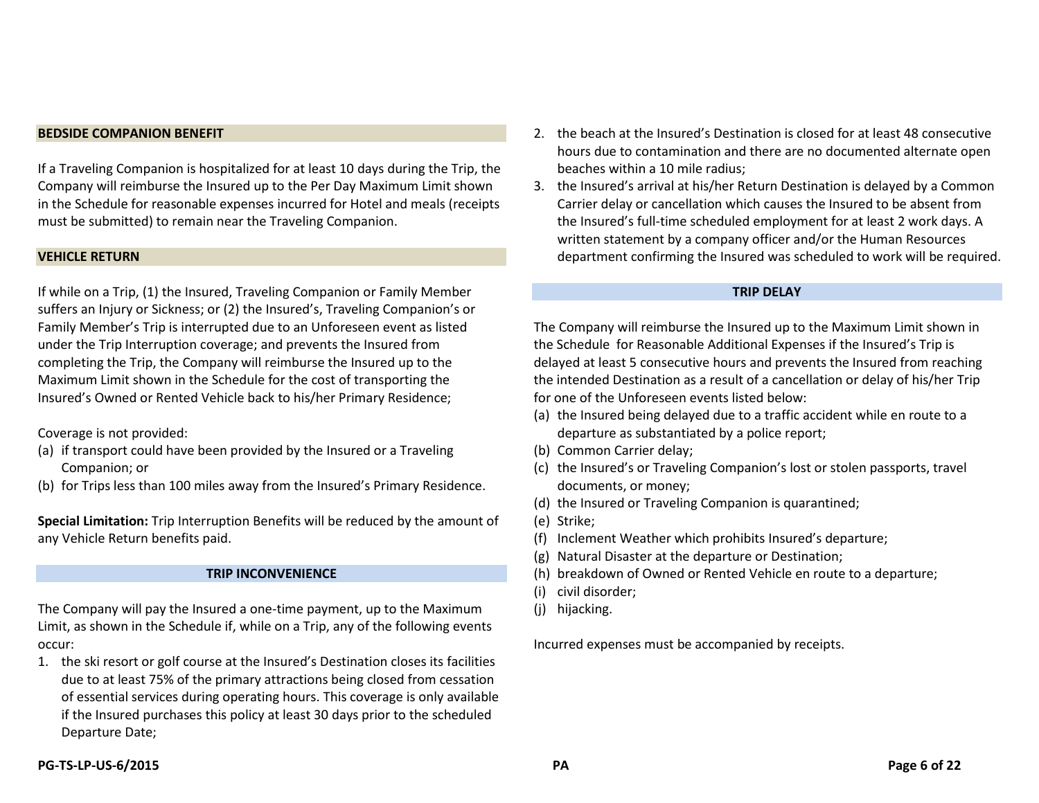## BEDSIDE COMPANION BENEFIT

If a Traveling Companion is hospitalized for at least 10 days during the Trip, the Company will reimburse the Insured up to the Per Day Maximum Limit shown in the Schedule for reasonable expenses incurred for Hotel and meals (receipts must be submitted) to remain near the Traveling Companion.

## VEHICLE RETURN

If while on a Trip, (1) the Insured, Traveling Companion or Family Member suffers an Injury or Sickness; or (2) the Insured's, Traveling Companion's or Family Member's Trip is interrupted due to an Unforeseen event as listed under the Trip Interruption coverage; and prevents the Insured from completing the Trip, the Company will reimburse the Insured up to the Maximum Limit shown in the Schedule for the cost of transporting the Insured's Owned or Rented Vehicle back to his/her Primary Residence;

Coverage is not provided:

(a) if transport could have been provided by the Insured or a Traveling Companion; or
(b) for Trips less than 100 miles away from the Insured's Primary Residence.

**Special Limitation:** Trip Interruption Benefits will be reduced by the amount of any Vehicle Return benefits paid.

## TRIP INCONVENIENCE

The Company will pay the Insured a one-time payment, up to the Maximum Limit, as shown in the Schedule if, while on a Trip, any of the following events occur:

1. the ski resort or golf course at the Insured's Destination closes its facilities due to at least 75% of the primary attractions being closed from cessation of essential services during operating hours. This coverage is only available if the Insured purchases this policy at least 30 days prior to the scheduled Departure Date;
2. the beach at the Insured's Destination is closed for at least 48 consecutive hours due to contamination and there are no documented alternate open beaches within a 10 mile radius;
3. the Insured's arrival at his/her Return Destination is delayed by a Common Carrier delay or cancellation which causes the Insured to be absent from the Insured's full-time scheduled employment for at least 2 work days. A written statement by a company officer and/or the Human Resources department confirming the Insured was scheduled to work will be required.

## TRIP DELAY

The Company will reimburse the Insured up to the Maximum Limit shown in the Schedule for Reasonable Additional Expenses if the Insured's Trip is delayed at least 5 consecutive hours and prevents the Insured from reaching the intended Destination as a result of a cancellation or delay of his/her Trip for one of the Unforeseen events listed below:

(a) the Insured being delayed due to a traffic accident while en route to a departure as substantiated by a police report;
(b) Common Carrier delay;
(c) the Insured's or Traveling Companion's lost or stolen passports, travel documents, or money;
(d) the Insured or Traveling Companion is quarantined;
(e) Strike;
(f) Inclement Weather which prohibits Insured's departure;
(g) Natural Disaster at the departure or Destination;
(h) breakdown of Owned or Rented Vehicle en route to a departure;
(i) civil disorder;
(j) hijacking.

Incurred expenses must be accompanied by receipts.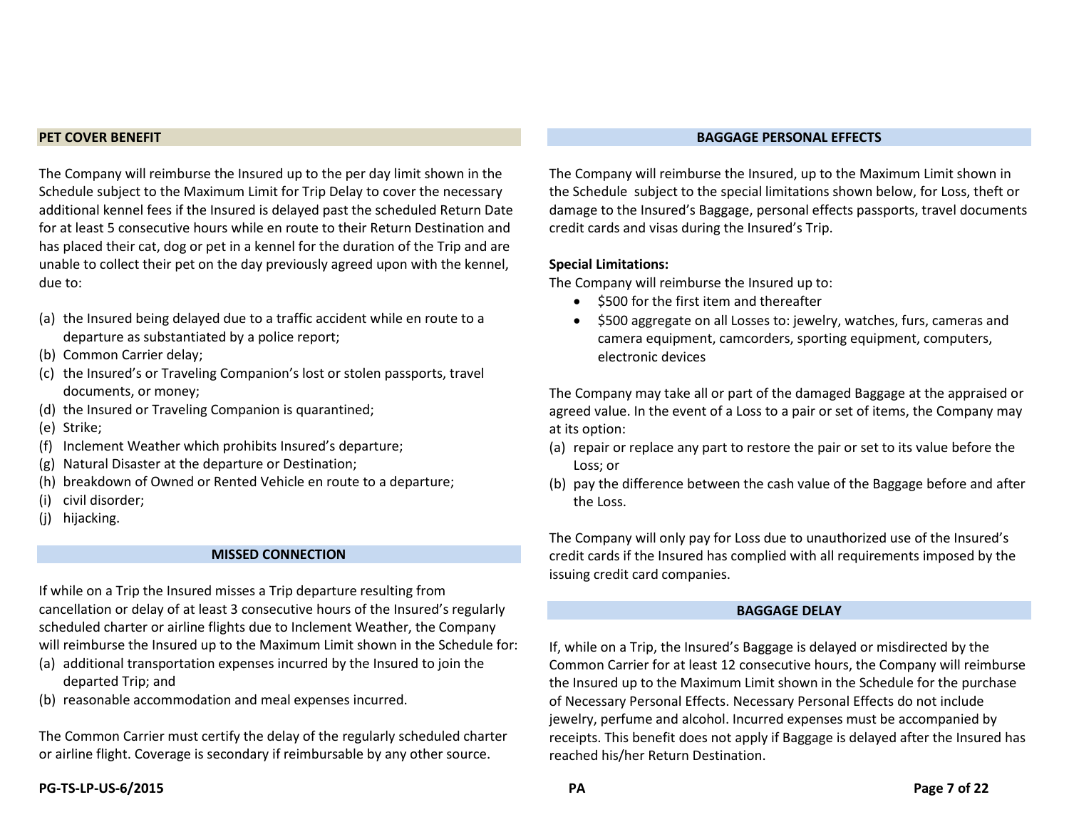## PET COVER BENEFIT

The Company will reimburse the Insured up to the per day limit shown in the Schedule subject to the Maximum Limit for Trip Delay to cover the necessary additional kennel fees if the Insured is delayed past the scheduled Return Date for at least 5 consecutive hours while en route to their Return Destination and has placed their cat, dog or pet in a kennel for the duration of the Trip and are unable to collect their pet on the day previously agreed upon with the kennel, due to:

(a) the Insured being delayed due to a traffic accident while en route to a departure as substantiated by a police report;
(b) Common Carrier delay;
(c) the Insured's or Traveling Companion's lost or stolen passports, travel documents, or money;
(d) the Insured or Traveling Companion is quarantined;
(e) Strike;
(f) Inclement Weather which prohibits Insured's departure;
(g) Natural Disaster at the departure or Destination;
(h) breakdown of Owned or Rented Vehicle en route to a departure;
(i) civil disorder;
(j) hijacking.

## MISSED CONNECTION

If while on a Trip the Insured misses a Trip departure resulting from cancellation or delay of at least 3 consecutive hours of the Insured's regularly scheduled charter or airline flights due to Inclement Weather, the Company will reimburse the Insured up to the Maximum Limit shown in the Schedule for:

(a) additional transportation expenses incurred by the Insured to join the departed Trip; and
(b) reasonable accommodation and meal expenses incurred.

The Common Carrier must certify the delay of the regularly scheduled charter or airline flight. Coverage is secondary if reimbursable by any other source.

## BAGGAGE PERSONAL EFFECTS

The Company will reimburse the Insured, up to the Maximum Limit shown in the Schedule subject to the special limitations shown below, for Loss, theft or damage to the Insured's Baggage, personal effects passports, travel documents credit cards and visas during the Insured's Trip.

**Special Limitations:**
The Company will reimburse the Insured up to:

- $500 for the first item and thereafter
- $500 aggregate on all Losses to: jewelry, watches, furs, cameras and camera equipment, camcorders, sporting equipment, computers, electronic devices

The Company may take all or part of the damaged Baggage at the appraised or agreed value. In the event of a Loss to a pair or set of items, the Company may at its option:

(a) repair or replace any part to restore the pair or set to its value before the Loss; or
(b) pay the difference between the cash value of the Baggage before and after the Loss.

The Company will only pay for Loss due to unauthorized use of the Insured's credit cards if the Insured has complied with all requirements imposed by the issuing credit card companies.

## BAGGAGE DELAY

If, while on a Trip, the Insured's Baggage is delayed or misdirected by the Common Carrier for at least 12 consecutive hours, the Company will reimburse the Insured up to the Maximum Limit shown in the Schedule for the purchase of Necessary Personal Effects. Necessary Personal Effects do not include jewelry, perfume and alcohol. Incurred expenses must be accompanied by receipts. This benefit does not apply if Baggage is delayed after the Insured has reached his/her Return Destination.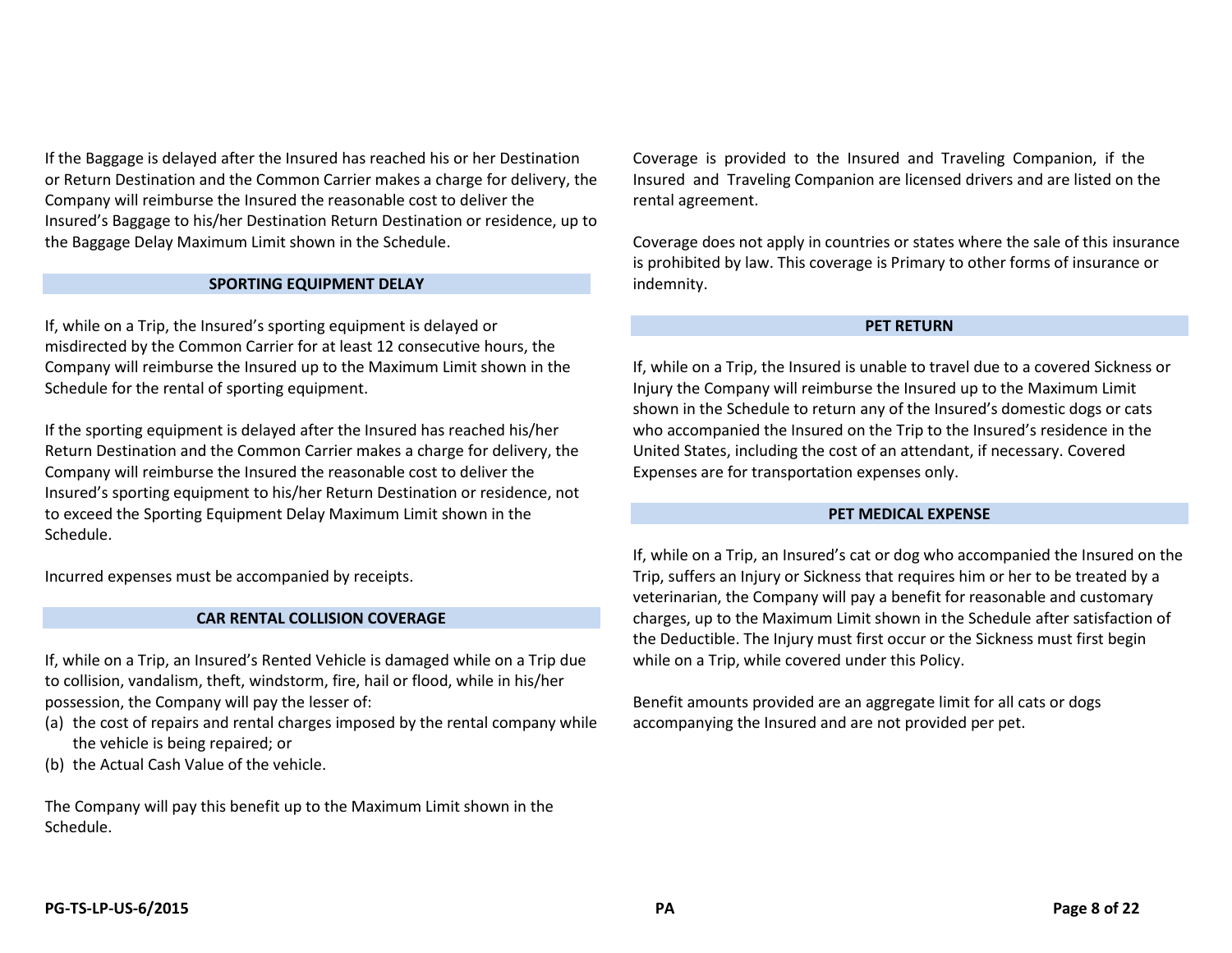If the Baggage is delayed after the Insured has reached his or her Destination or Return Destination and the Common Carrier makes a charge for delivery, the Company will reimburse the Insured the reasonable cost to deliver the Insured's Baggage to his/her Destination Return Destination or residence, up to the Baggage Delay Maximum Limit shown in the Schedule.

## SPORTING EQUIPMENT DELAY

If, while on a Trip, the Insured's sporting equipment is delayed or misdirected by the Common Carrier for at least 12 consecutive hours, the Company will reimburse the Insured up to the Maximum Limit shown in the Schedule for the rental of sporting equipment.

If the sporting equipment is delayed after the Insured has reached his/her Return Destination and the Common Carrier makes a charge for delivery, the Company will reimburse the Insured the reasonable cost to deliver the Insured's sporting equipment to his/her Return Destination or residence, not to exceed the Sporting Equipment Delay Maximum Limit shown in the Schedule.

Incurred expenses must be accompanied by receipts.

## CAR RENTAL COLLISION COVERAGE

If, while on a Trip, an Insured's Rented Vehicle is damaged while on a Trip due to collision, vandalism, theft, windstorm, fire, hail or flood, while in his/her possession, the Company will pay the lesser of:

(a) the cost of repairs and rental charges imposed by the rental company while the vehicle is being repaired; or
(b) the Actual Cash Value of the vehicle.

The Company will pay this benefit up to the Maximum Limit shown in the Schedule.

Coverage is provided to the Insured and Traveling Companion, if the Insured and Traveling Companion are licensed drivers and are listed on the rental agreement.

Coverage does not apply in countries or states where the sale of this insurance is prohibited by law. This coverage is Primary to other forms of insurance or indemnity.

## PET RETURN

If, while on a Trip, the Insured is unable to travel due to a covered Sickness or Injury the Company will reimburse the Insured up to the Maximum Limit shown in the Schedule to return any of the Insured's domestic dogs or cats who accompanied the Insured on the Trip to the Insured's residence in the United States, including the cost of an attendant, if necessary. Covered Expenses are for transportation expenses only.

## PET MEDICAL EXPENSE

If, while on a Trip, an Insured's cat or dog who accompanied the Insured on the Trip, suffers an Injury or Sickness that requires him or her to be treated by a veterinarian, the Company will pay a benefit for reasonable and customary charges, up to the Maximum Limit shown in the Schedule after satisfaction of the Deductible. The Injury must first occur or the Sickness must first begin while on a Trip, while covered under this Policy.

Benefit amounts provided are an aggregate limit for all cats or dogs accompanying the Insured and are not provided per pet.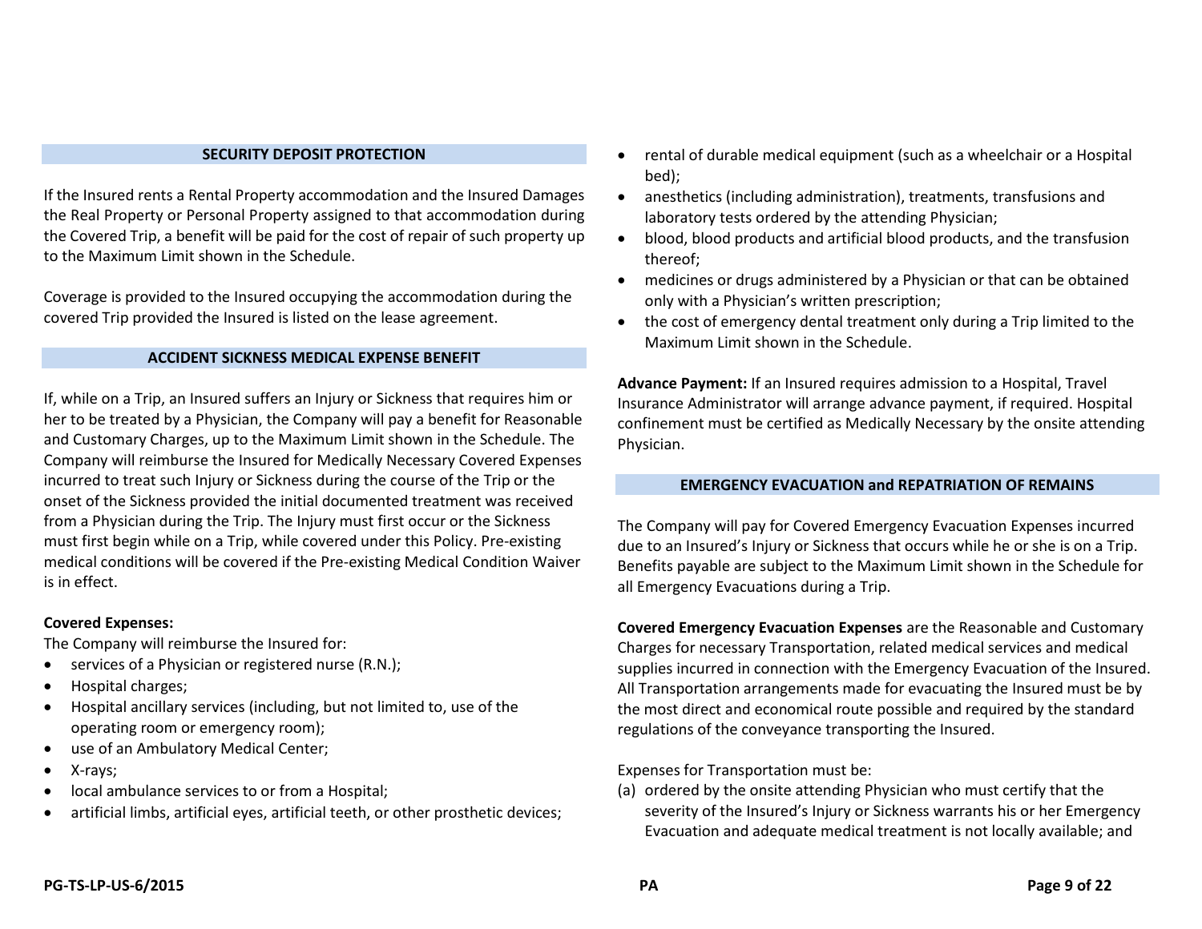## SECURITY DEPOSIT PROTECTION

If the Insured rents a Rental Property accommodation and the Insured Damages the Real Property or Personal Property assigned to that accommodation during the Covered Trip, a benefit will be paid for the cost of repair of such property up to the Maximum Limit shown in the Schedule.

Coverage is provided to the Insured occupying the accommodation during the covered Trip provided the Insured is listed on the lease agreement.

## ACCIDENT SICKNESS MEDICAL EXPENSE BENEFIT

If, while on a Trip, an Insured suffers an Injury or Sickness that requires him or her to be treated by a Physician, the Company will pay a benefit for Reasonable and Customary Charges, up to the Maximum Limit shown in the Schedule. The Company will reimburse the Insured for Medically Necessary Covered Expenses incurred to treat such Injury or Sickness during the course of the Trip or the onset of the Sickness provided the initial documented treatment was received from a Physician during the Trip. The Injury must first occur or the Sickness must first begin while on a Trip, while covered under this Policy. Pre-existing medical conditions will be covered if the Pre-existing Medical Condition Waiver is in effect.

**Covered Expenses:**
The Company will reimburse the Insured for:

- services of a Physician or registered nurse (R.N.);
- Hospital charges;
- Hospital ancillary services (including, but not limited to, use of the operating room or emergency room);
- use of an Ambulatory Medical Center;
- X-rays;
- local ambulance services to or from a Hospital;
- artificial limbs, artificial eyes, artificial teeth, or other prosthetic devices;
- rental of durable medical equipment (such as a wheelchair or a Hospital bed);
- anesthetics (including administration), treatments, transfusions and laboratory tests ordered by the attending Physician;
- blood, blood products and artificial blood products, and the transfusion thereof;
- medicines or drugs administered by a Physician or that can be obtained only with a Physician's written prescription;
- the cost of emergency dental treatment only during a Trip limited to the Maximum Limit shown in the Schedule.

**Advance Payment:** If an Insured requires admission to a Hospital, Travel Insurance Administrator will arrange advance payment, if required. Hospital confinement must be certified as Medically Necessary by the onsite attending Physician.

## EMERGENCY EVACUATION and REPATRIATION OF REMAINS

The Company will pay for Covered Emergency Evacuation Expenses incurred due to an Insured's Injury or Sickness that occurs while he or she is on a Trip. Benefits payable are subject to the Maximum Limit shown in the Schedule for all Emergency Evacuations during a Trip.

**Covered Emergency Evacuation Expenses** are the Reasonable and Customary Charges for necessary Transportation, related medical services and medical supplies incurred in connection with the Emergency Evacuation of the Insured. All Transportation arrangements made for evacuating the Insured must be by the most direct and economical route possible and required by the standard regulations of the conveyance transporting the Insured.

Expenses for Transportation must be:

(a) ordered by the onsite attending Physician who must certify that the severity of the Insured's Injury or Sickness warrants his or her Emergency Evacuation and adequate medical treatment is not locally available; and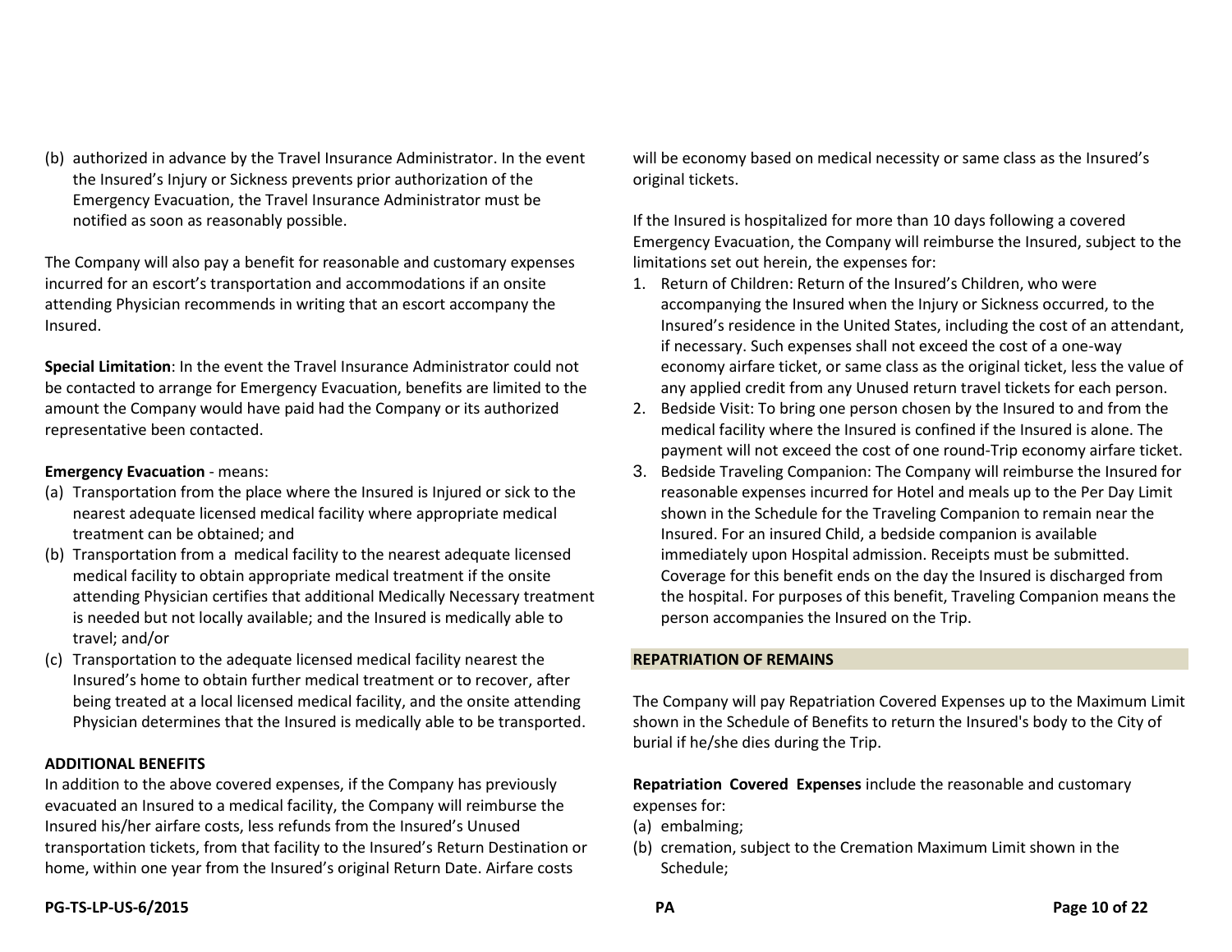(b) authorized in advance by the Travel Insurance Administrator. In the event the Insured's Injury or Sickness prevents prior authorization of the Emergency Evacuation, the Travel Insurance Administrator must be notified as soon as reasonably possible.

The Company will also pay a benefit for reasonable and customary expenses incurred for an escort's transportation and accommodations if an onsite attending Physician recommends in writing that an escort accompany the Insured.

**Special Limitation**: In the event the Travel Insurance Administrator could not be contacted to arrange for Emergency Evacuation, benefits are limited to the amount the Company would have paid had the Company or its authorized representative been contacted.

**Emergency Evacuation** - means:

(a) Transportation from the place where the Insured is Injured or sick to the nearest adequate licensed medical facility where appropriate medical treatment can be obtained; and
(b) Transportation from a medical facility to the nearest adequate licensed medical facility to obtain appropriate medical treatment if the onsite attending Physician certifies that additional Medically Necessary treatment is needed but not locally available; and the Insured is medically able to travel; and/or
(c) Transportation to the adequate licensed medical facility nearest the Insured's home to obtain further medical treatment or to recover, after being treated at a local licensed medical facility, and the onsite attending Physician determines that the Insured is medically able to be transported.

**ADDITIONAL BENEFITS**

In addition to the above covered expenses, if the Company has previously evacuated an Insured to a medical facility, the Company will reimburse the Insured his/her airfare costs, less refunds from the Insured's Unused transportation tickets, from that facility to the Insured's Return Destination or home, within one year from the Insured's original Return Date. Airfare costs will be economy based on medical necessity or same class as the Insured's original tickets.

If the Insured is hospitalized for more than 10 days following a covered Emergency Evacuation, the Company will reimburse the Insured, subject to the limitations set out herein, the expenses for:

1. Return of Children: Return of the Insured's Children, who were accompanying the Insured when the Injury or Sickness occurred, to the Insured's residence in the United States, including the cost of an attendant, if necessary. Such expenses shall not exceed the cost of a one-way economy airfare ticket, or same class as the original ticket, less the value of any applied credit from any Unused return travel tickets for each person.
2. Bedside Visit: To bring one person chosen by the Insured to and from the medical facility where the Insured is confined if the Insured is alone. The payment will not exceed the cost of one round-Trip economy airfare ticket.
3. Bedside Traveling Companion: The Company will reimburse the Insured for reasonable expenses incurred for Hotel and meals up to the Per Day Limit shown in the Schedule for the Traveling Companion to remain near the Insured. For an insured Child, a bedside companion is available immediately upon Hospital admission. Receipts must be submitted. Coverage for this benefit ends on the day the Insured is discharged from the hospital. For purposes of this benefit, Traveling Companion means the person accompanies the Insured on the Trip.

## REPATRIATION OF REMAINS

The Company will pay Repatriation Covered Expenses up to the Maximum Limit shown in the Schedule of Benefits to return the Insured's body to the City of burial if he/she dies during the Trip.

**Repatriation Covered Expenses** include the reasonable and customary expenses for:

(a) embalming;
(b) cremation, subject to the Cremation Maximum Limit shown in the Schedule;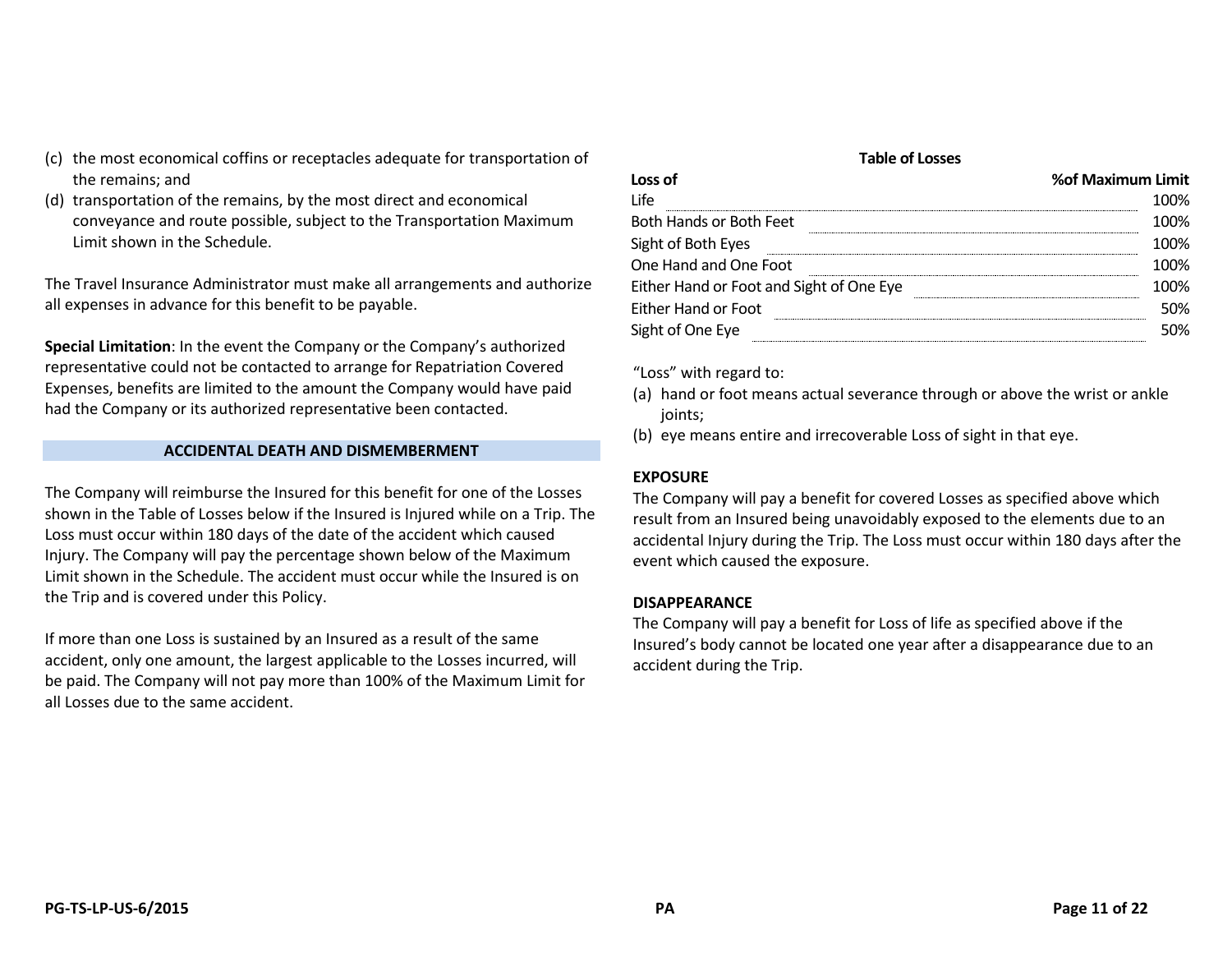(c) the most economical coffins or receptacles adequate for transportation of the remains; and
(d) transportation of the remains, by the most direct and economical conveyance and route possible, subject to the Transportation Maximum Limit shown in the Schedule.

The Travel Insurance Administrator must make all arrangements and authorize all expenses in advance for this benefit to be payable.

**Special Limitation**: In the event the Company or the Company's authorized representative could not be contacted to arrange for Repatriation Covered Expenses, benefits are limited to the amount the Company would have paid had the Company or its authorized representative been contacted.

## ACCIDENTAL DEATH AND DISMEMBERMENT

The Company will reimburse the Insured for this benefit for one of the Losses shown in the Table of Losses below if the Insured is Injured while on a Trip. The Loss must occur within 180 days of the date of the accident which caused Injury. The Company will pay the percentage shown below of the Maximum Limit shown in the Schedule. The accident must occur while the Insured is on the Trip and is covered under this Policy.

If more than one Loss is sustained by an Insured as a result of the same accident, only one amount, the largest applicable to the Losses incurred, will be paid. The Company will not pay more than 100% of the Maximum Limit for all Losses due to the same accident.

**Table of Losses**

| Loss of | %of Maximum Limit |
|---|---|
| Life | 100% |
| Both Hands or Both Feet | 100% |
| Sight of Both Eyes | 100% |
| One Hand and One Foot | 100% |
| Either Hand or Foot and Sight of One Eye | 100% |
| Either Hand or Foot | 50% |
| Sight of One Eye | 50% |

"Loss" with regard to:
(a) hand or foot means actual severance through or above the wrist or ankle joints;
(b) eye means entire and irrecoverable Loss of sight in that eye.

**EXPOSURE**
The Company will pay a benefit for covered Losses as specified above which result from an Insured being unavoidably exposed to the elements due to an accidental Injury during the Trip. The Loss must occur within 180 days after the event which caused the exposure.

**DISAPPEARANCE**
The Company will pay a benefit for Loss of life as specified above if the Insured's body cannot be located one year after a disappearance due to an accident during the Trip.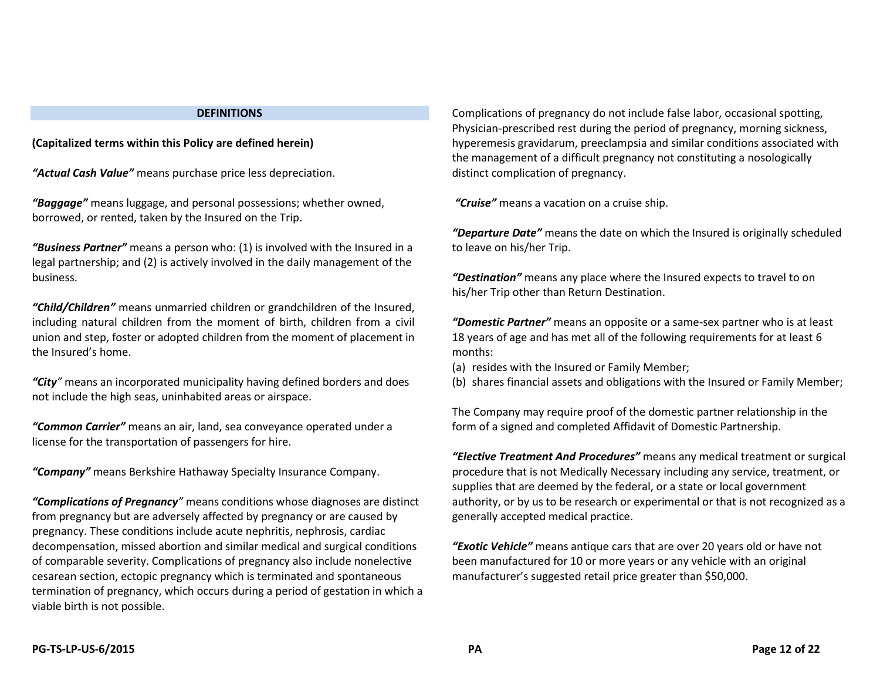## DEFINITIONS

**(Capitalized terms within this Policy are defined herein)**

***"Actual Cash Value"*** means purchase price less depreciation.

***"Baggage"*** means luggage, and personal possessions; whether owned, borrowed, or rented, taken by the Insured on the Trip.

***"Business Partner"*** means a person who: (1) is involved with the Insured in a legal partnership; and (2) is actively involved in the daily management of the business.

***"Child/Children"*** means unmarried children or grandchildren of the Insured, including natural children from the moment of birth, children from a civil union and step, foster or adopted children from the moment of placement in the Insured's home.

***"City"*** means an incorporated municipality having defined borders and does not include the high seas, uninhabited areas or airspace.

***"Common Carrier"*** means an air, land, sea conveyance operated under a license for the transportation of passengers for hire.

***"Company"*** means Berkshire Hathaway Specialty Insurance Company.

***"Complications of Pregnancy"*** means conditions whose diagnoses are distinct from pregnancy but are adversely affected by pregnancy or are caused by pregnancy. These conditions include acute nephritis, nephrosis, cardiac decompensation, missed abortion and similar medical and surgical conditions of comparable severity. Complications of pregnancy also include nonelective cesarean section, ectopic pregnancy which is terminated and spontaneous termination of pregnancy, which occurs during a period of gestation in which a viable birth is not possible.

Complications of pregnancy do not include false labor, occasional spotting, Physician-prescribed rest during the period of pregnancy, morning sickness, hyperemesis gravidarum, preeclampsia and similar conditions associated with the management of a difficult pregnancy not constituting a nosologically distinct complication of pregnancy.

***"Cruise"*** means a vacation on a cruise ship.

***"Departure Date"*** means the date on which the Insured is originally scheduled to leave on his/her Trip.

***"Destination"*** means any place where the Insured expects to travel to on his/her Trip other than Return Destination.

***"Domestic Partner"*** means an opposite or a same-sex partner who is at least 18 years of age and has met all of the following requirements for at least 6 months:

(a) resides with the Insured or Family Member;
(b) shares financial assets and obligations with the Insured or Family Member;

The Company may require proof of the domestic partner relationship in the form of a signed and completed Affidavit of Domestic Partnership.

***"Elective Treatment And Procedures"*** means any medical treatment or surgical procedure that is not Medically Necessary including any service, treatment, or supplies that are deemed by the federal, or a state or local government authority, or by us to be research or experimental or that is not recognized as a generally accepted medical practice.

***"Exotic Vehicle"*** means antique cars that are over 20 years old or have not been manufactured for 10 or more years or any vehicle with an original manufacturer's suggested retail price greater than $50,000.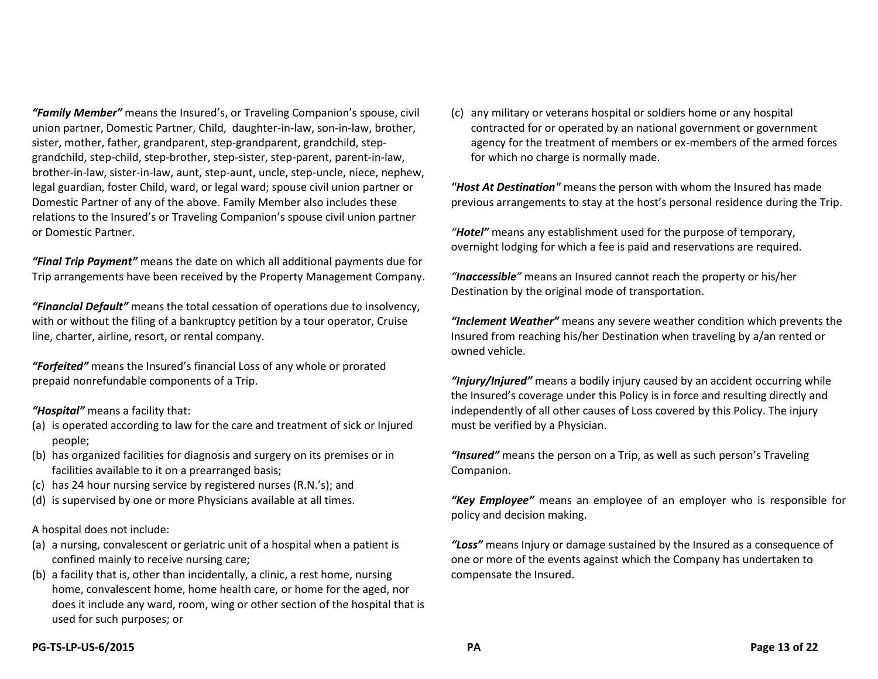***"Family Member"*** means the Insured's, or Traveling Companion's spouse, civil union partner, Domestic Partner, Child, daughter-in-law, son-in-law, brother, sister, mother, father, grandparent, step-grandparent, grandchild, step-grandchild, step-child, step-brother, step-sister, step-parent, parent-in-law, brother-in-law, sister-in-law, aunt, step-aunt, uncle, step-uncle, niece, nephew, legal guardian, foster Child, ward, or legal ward; spouse civil union partner or Domestic Partner of any of the above. Family Member also includes these relations to the Insured's or Traveling Companion's spouse civil union partner or Domestic Partner.

***"Final Trip Payment"*** means the date on which all additional payments due for Trip arrangements have been received by the Property Management Company.

***"Financial Default"*** means the total cessation of operations due to insolvency, with or without the filing of a bankruptcy petition by a tour operator, Cruise line, charter, airline, resort, or rental company.

***"Forfeited"*** means the Insured's financial Loss of any whole or prorated prepaid nonrefundable components of a Trip.

***"Hospital"*** means a facility that:

(a) is operated according to law for the care and treatment of sick or Injured people;
(b) has organized facilities for diagnosis and surgery on its premises or in facilities available to it on a prearranged basis;
(c) has 24 hour nursing service by registered nurses (R.N.'s); and
(d) is supervised by one or more Physicians available at all times.

A hospital does not include:

(a) a nursing, convalescent or geriatric unit of a hospital when a patient is confined mainly to receive nursing care;
(b) a facility that is, other than incidentally, a clinic, a rest home, nursing home, convalescent home, home health care, or home for the aged, nor does it include any ward, room, wing or other section of the hospital that is used for such purposes; or
(c) any military or veterans hospital or soldiers home or any hospital contracted for or operated by an national government or government agency for the treatment of members or ex-members of the armed forces for which no charge is normally made.

***"Host At Destination"*** means the person with whom the Insured has made previous arrangements to stay at the host's personal residence during the Trip.

***"Hotel"*** means any establishment used for the purpose of temporary, overnight lodging for which a fee is paid and reservations are required.

***"Inaccessible"*** means an Insured cannot reach the property or his/her Destination by the original mode of transportation.

***"Inclement Weather"*** means any severe weather condition which prevents the Insured from reaching his/her Destination when traveling by a/an rented or owned vehicle.

***"Injury/Injured"*** means a bodily injury caused by an accident occurring while the Insured's coverage under this Policy is in force and resulting directly and independently of all other causes of Loss covered by this Policy. The injury must be verified by a Physician.

***"Insured"*** means the person on a Trip, as well as such person's Traveling Companion.

***"Key Employee"*** means an employee of an employer who is responsible for policy and decision making.

***"Loss"*** means Injury or damage sustained by the Insured as a consequence of one or more of the events against which the Company has undertaken to compensate the Insured.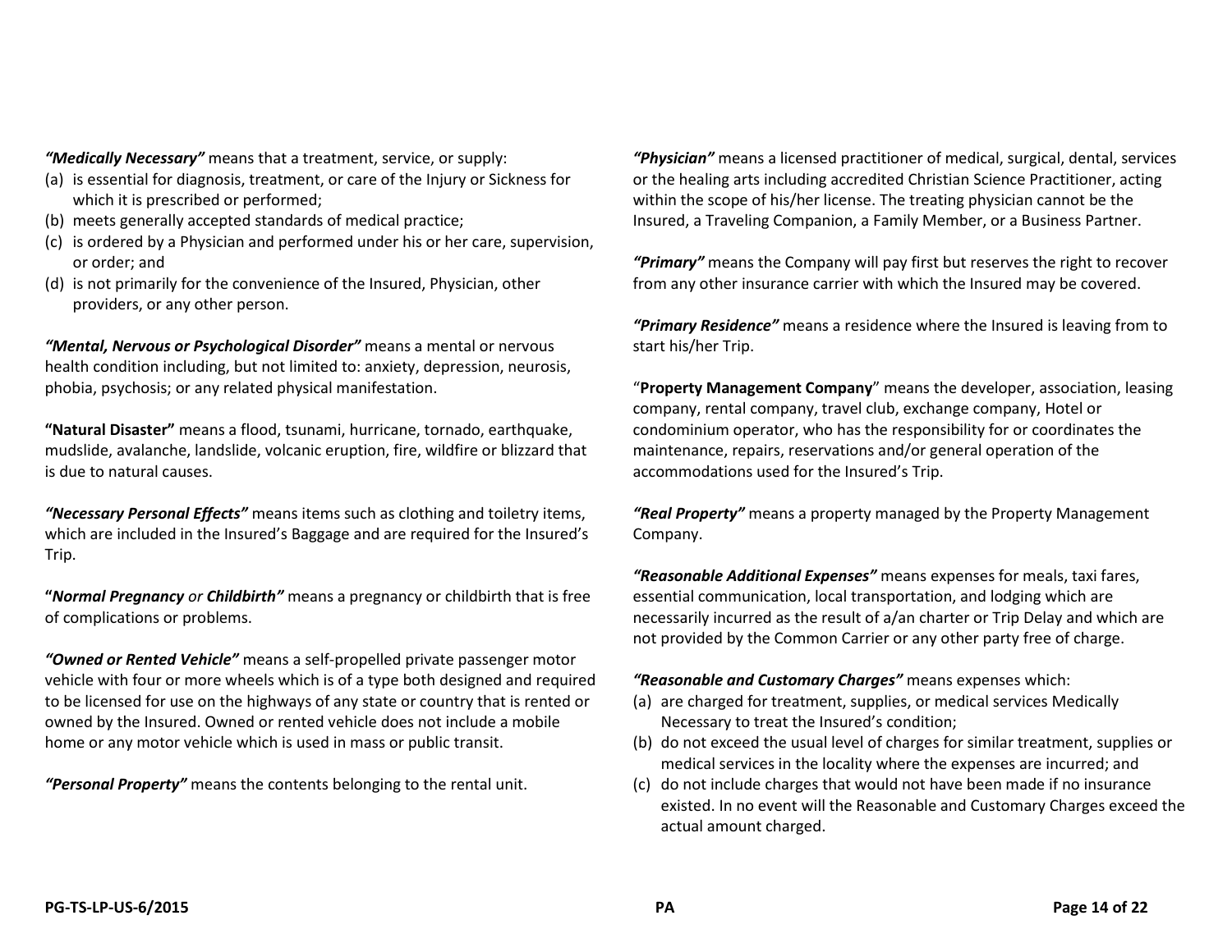***"Medically Necessary"*** means that a treatment, service, or supply:

(a) is essential for diagnosis, treatment, or care of the Injury or Sickness for which it is prescribed or performed;
(b) meets generally accepted standards of medical practice;
(c) is ordered by a Physician and performed under his or her care, supervision, or order; and
(d) is not primarily for the convenience of the Insured, Physician, other providers, or any other person.

***"Mental, Nervous or Psychological Disorder"*** means a mental or nervous health condition including, but not limited to: anxiety, depression, neurosis, phobia, psychosis; or any related physical manifestation.

**"Natural Disaster"** means a flood, tsunami, hurricane, tornado, earthquake, mudslide, avalanche, landslide, volcanic eruption, fire, wildfire or blizzard that is due to natural causes.

***"Necessary Personal Effects"*** means items such as clothing and toiletry items, which are included in the Insured's Baggage and are required for the Insured's Trip.

**"*Normal Pregnancy*** *or* ***Childbirth"*** means a pregnancy or childbirth that is free of complications or problems.

***"Owned or Rented Vehicle"*** means a self-propelled private passenger motor vehicle with four or more wheels which is of a type both designed and required to be licensed for use on the highways of any state or country that is rented or owned by the Insured. Owned or rented vehicle does not include a mobile home or any motor vehicle which is used in mass or public transit.

***"Personal Property"*** means the contents belonging to the rental unit.

***"Physician"*** means a licensed practitioner of medical, surgical, dental, services or the healing arts including accredited Christian Science Practitioner, acting within the scope of his/her license. The treating physician cannot be the Insured, a Traveling Companion, a Family Member, or a Business Partner.

***"Primary"*** means the Company will pay first but reserves the right to recover from any other insurance carrier with which the Insured may be covered.

***"Primary Residence"*** means a residence where the Insured is leaving from to start his/her Trip.

"**Property Management Company**" means the developer, association, leasing company, rental company, travel club, exchange company, Hotel or condominium operator, who has the responsibility for or coordinates the maintenance, repairs, reservations and/or general operation of the accommodations used for the Insured's Trip.

***"Real Property"*** means a property managed by the Property Management Company.

***"Reasonable Additional Expenses"*** means expenses for meals, taxi fares, essential communication, local transportation, and lodging which are necessarily incurred as the result of a/an charter or Trip Delay and which are not provided by the Common Carrier or any other party free of charge.

***"Reasonable and Customary Charges"*** means expenses which:

(a) are charged for treatment, supplies, or medical services Medically Necessary to treat the Insured's condition;
(b) do not exceed the usual level of charges for similar treatment, supplies or medical services in the locality where the expenses are incurred; and
(c) do not include charges that would not have been made if no insurance existed. In no event will the Reasonable and Customary Charges exceed the actual amount charged.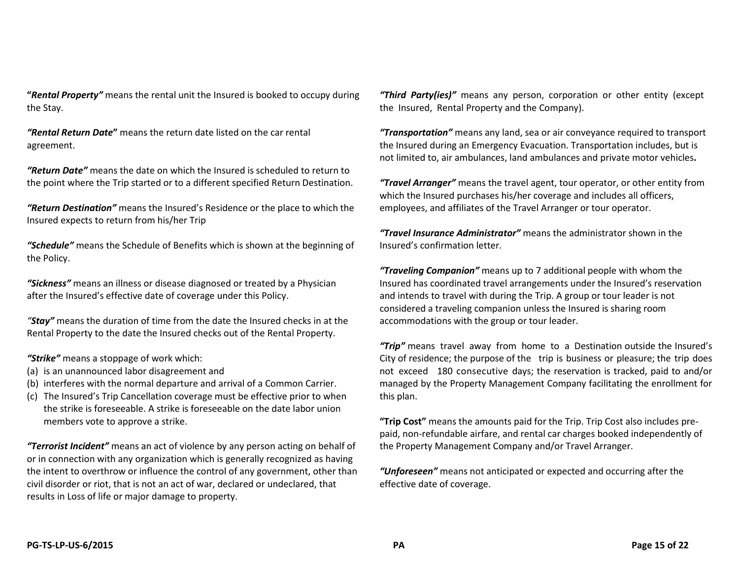**"*Rental Property"*** means the rental unit the Insured is booked to occupy during the Stay.

***"Rental Return Date*"** means the return date listed on the car rental agreement.

***"Return Date"*** means the date on which the Insured is scheduled to return to the point where the Trip started or to a different specified Return Destination.

***"Return Destination"*** means the Insured's Residence or the place to which the Insured expects to return from his/her Trip

***"Schedule"*** means the Schedule of Benefits which is shown at the beginning of the Policy.

***"Sickness"*** means an illness or disease diagnosed or treated by a Physician after the Insured's effective date of coverage under this Policy.

*"**Stay"*** means the duration of time from the date the Insured checks in at the Rental Property to the date the Insured checks out of the Rental Property.

***"Strike"*** means a stoppage of work which:

(a) is an unannounced labor disagreement and
(b) interferes with the normal departure and arrival of a Common Carrier.
(c) The Insured's Trip Cancellation coverage must be effective prior to when the strike is foreseeable. A strike is foreseeable on the date labor union members vote to approve a strike.

***"Terrorist Incident"*** means an act of violence by any person acting on behalf of or in connection with any organization which is generally recognized as having the intent to overthrow or influence the control of any government, other than civil disorder or riot, that is not an act of war, declared or undeclared, that results in Loss of life or major damage to property.

***"Third Party(ies)"*** means any person, corporation or other entity (except the Insured, Rental Property and the Company).

***"Transportation"*** means any land, sea or air conveyance required to transport the Insured during an Emergency Evacuation. Transportation includes, but is not limited to, air ambulances, land ambulances and private motor vehicles**.**

***"Travel Arranger"*** means the travel agent, tour operator, or other entity from which the Insured purchases his/her coverage and includes all officers, employees, and affiliates of the Travel Arranger or tour operator.

***"Travel Insurance Administrator"*** means the administrator shown in the Insured's confirmation letter.

***"Traveling Companion"*** means up to 7 additional people with whom the Insured has coordinated travel arrangements under the Insured's reservation and intends to travel with during the Trip. A group or tour leader is not considered a traveling companion unless the Insured is sharing room accommodations with the group or tour leader.

***"Trip"*** means travel away from home to a Destination outside the Insured's City of residence; the purpose of the trip is business or pleasure; the trip does not exceed 180 consecutive days; the reservation is tracked, paid to and/or managed by the Property Management Company facilitating the enrollment for this plan.

**"Trip Cost"** means the amounts paid for the Trip. Trip Cost also includes pre-paid, non-refundable airfare, and rental car charges booked independently of the Property Management Company and/or Travel Arranger.

***"Unforeseen"*** means not anticipated or expected and occurring after the effective date of coverage.

**PG-TS-LP-US-6/2015** **PA**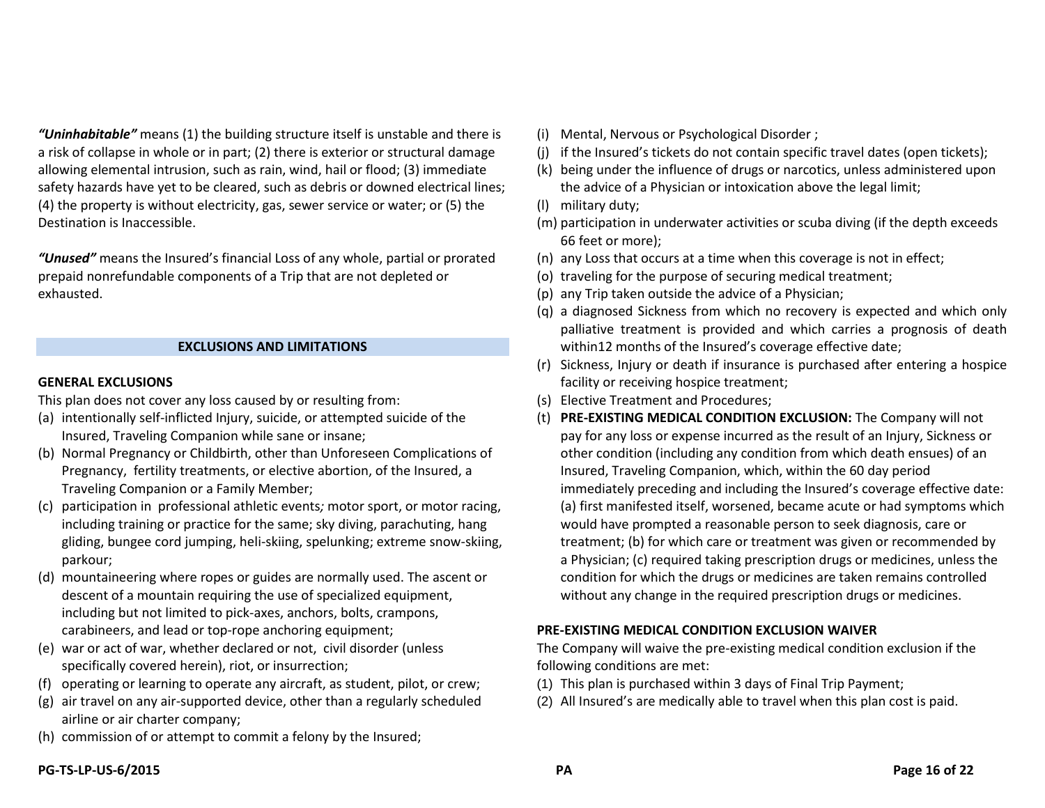***"Uninhabitable"*** means (1) the building structure itself is unstable and there is a risk of collapse in whole or in part; (2) there is exterior or structural damage allowing elemental intrusion, such as rain, wind, hail or flood; (3) immediate safety hazards have yet to be cleared, such as debris or downed electrical lines; (4) the property is without electricity, gas, sewer service or water; or (5) the Destination is Inaccessible.

***"Unused"*** means the Insured's financial Loss of any whole, partial or prorated prepaid nonrefundable components of a Trip that are not depleted or exhausted.

## EXCLUSIONS AND LIMITATIONS

### GENERAL EXCLUSIONS

This plan does not cover any loss caused by or resulting from:

(a) intentionally self-inflicted Injury, suicide, or attempted suicide of the Insured, Traveling Companion while sane or insane;
(b) Normal Pregnancy or Childbirth, other than Unforeseen Complications of Pregnancy, fertility treatments, or elective abortion, of the Insured, a Traveling Companion or a Family Member;
(c) participation in professional athletic events*;* motor sport, or motor racing, including training or practice for the same; sky diving, parachuting, hang gliding, bungee cord jumping, heli-skiing, spelunking; extreme snow-skiing, parkour;
(d) mountaineering where ropes or guides are normally used. The ascent or descent of a mountain requiring the use of specialized equipment, including but not limited to pick-axes, anchors, bolts, crampons, carabineers, and lead or top-rope anchoring equipment;
(e) war or act of war, whether declared or not, civil disorder (unless specifically covered herein), riot, or insurrection;
(f) operating or learning to operate any aircraft, as student, pilot, or crew;
(g) air travel on any air-supported device, other than a regularly scheduled airline or air charter company;
(h) commission of or attempt to commit a felony by the Insured;
(i) Mental, Nervous or Psychological Disorder ;
(j) if the Insured's tickets do not contain specific travel dates (open tickets);
(k) being under the influence of drugs or narcotics, unless administered upon the advice of a Physician or intoxication above the legal limit;
(l) military duty;
(m) participation in underwater activities or scuba diving (if the depth exceeds 66 feet or more);
(n) any Loss that occurs at a time when this coverage is not in effect;
(o) traveling for the purpose of securing medical treatment;
(p) any Trip taken outside the advice of a Physician;
(q) a diagnosed Sickness from which no recovery is expected and which only palliative treatment is provided and which carries a prognosis of death within12 months of the Insured's coverage effective date;
(r) Sickness, Injury or death if insurance is purchased after entering a hospice facility or receiving hospice treatment;
(s) Elective Treatment and Procedures;
(t) **PRE-EXISTING MEDICAL CONDITION EXCLUSION:** The Company will not pay for any loss or expense incurred as the result of an Injury, Sickness or other condition (including any condition from which death ensues) of an Insured, Traveling Companion, which, within the 60 day period immediately preceding and including the Insured's coverage effective date: (a) first manifested itself, worsened, became acute or had symptoms which would have prompted a reasonable person to seek diagnosis, care or treatment; (b) for which care or treatment was given or recommended by a Physician; (c) required taking prescription drugs or medicines, unless the condition for which the drugs or medicines are taken remains controlled without any change in the required prescription drugs or medicines.

### PRE-EXISTING MEDICAL CONDITION EXCLUSION WAIVER

The Company will waive the pre-existing medical condition exclusion if the following conditions are met:

(1) This plan is purchased within 3 days of Final Trip Payment;
(2) All Insured's are medically able to travel when this plan cost is paid.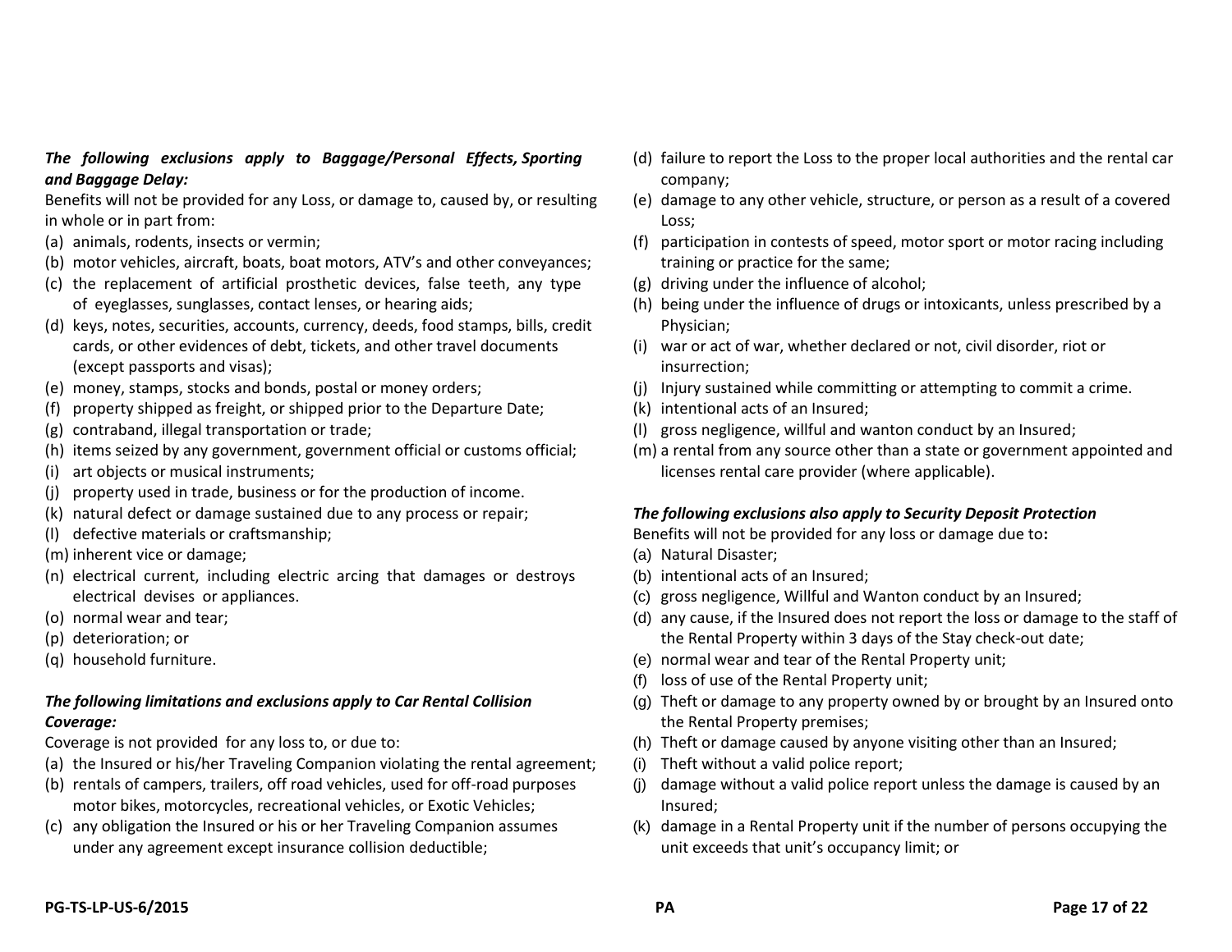***The following exclusions apply to Baggage/Personal Effects, Sporting and Baggage Delay:***

Benefits will not be provided for any Loss, or damage to, caused by, or resulting in whole or in part from:

(a) animals, rodents, insects or vermin;
(b) motor vehicles, aircraft, boats, boat motors, ATV's and other conveyances;
(c) the replacement of artificial prosthetic devices, false teeth, any type of eyeglasses, sunglasses, contact lenses, or hearing aids;
(d) keys, notes, securities, accounts, currency, deeds, food stamps, bills, credit cards, or other evidences of debt, tickets, and other travel documents (except passports and visas);
(e) money, stamps, stocks and bonds, postal or money orders;
(f) property shipped as freight, or shipped prior to the Departure Date;
(g) contraband, illegal transportation or trade;
(h) items seized by any government, government official or customs official;
(i) art objects or musical instruments;
(j) property used in trade, business or for the production of income.
(k) natural defect or damage sustained due to any process or repair;
(l) defective materials or craftsmanship;
(m) inherent vice or damage;
(n) electrical current, including electric arcing that damages or destroys electrical devises or appliances.
(o) normal wear and tear;
(p) deterioration; or
(q) household furniture.

***The following limitations and exclusions apply to Car Rental Collision Coverage:***

Coverage is not provided for any loss to, or due to:

(a) the Insured or his/her Traveling Companion violating the rental agreement;
(b) rentals of campers, trailers, off road vehicles, used for off-road purposes motor bikes, motorcycles, recreational vehicles, or Exotic Vehicles;
(c) any obligation the Insured or his or her Traveling Companion assumes under any agreement except insurance collision deductible;
(d) failure to report the Loss to the proper local authorities and the rental car company;
(e) damage to any other vehicle, structure, or person as a result of a covered Loss;
(f) participation in contests of speed, motor sport or motor racing including training or practice for the same;
(g) driving under the influence of alcohol;
(h) being under the influence of drugs or intoxicants, unless prescribed by a Physician;
(i) war or act of war, whether declared or not, civil disorder, riot or insurrection;
(j) Injury sustained while committing or attempting to commit a crime.
(k) intentional acts of an Insured;
(l) gross negligence, willful and wanton conduct by an Insured;
(m) a rental from any source other than a state or government appointed and licenses rental care provider (where applicable).

***The following exclusions also apply to Security Deposit Protection***

Benefits will not be provided for any loss or damage due to**:**

(a) Natural Disaster;
(b) intentional acts of an Insured;
(c) gross negligence, Willful and Wanton conduct by an Insured;
(d) any cause, if the Insured does not report the loss or damage to the staff of the Rental Property within 3 days of the Stay check-out date;
(e) normal wear and tear of the Rental Property unit;
(f) loss of use of the Rental Property unit;
(g) Theft or damage to any property owned by or brought by an Insured onto the Rental Property premises;
(h) Theft or damage caused by anyone visiting other than an Insured;
(i) Theft without a valid police report;
(j) damage without a valid police report unless the damage is caused by an Insured;
(k) damage in a Rental Property unit if the number of persons occupying the unit exceeds that unit's occupancy limit; or

PG-TS-LP-US-6/2015 PA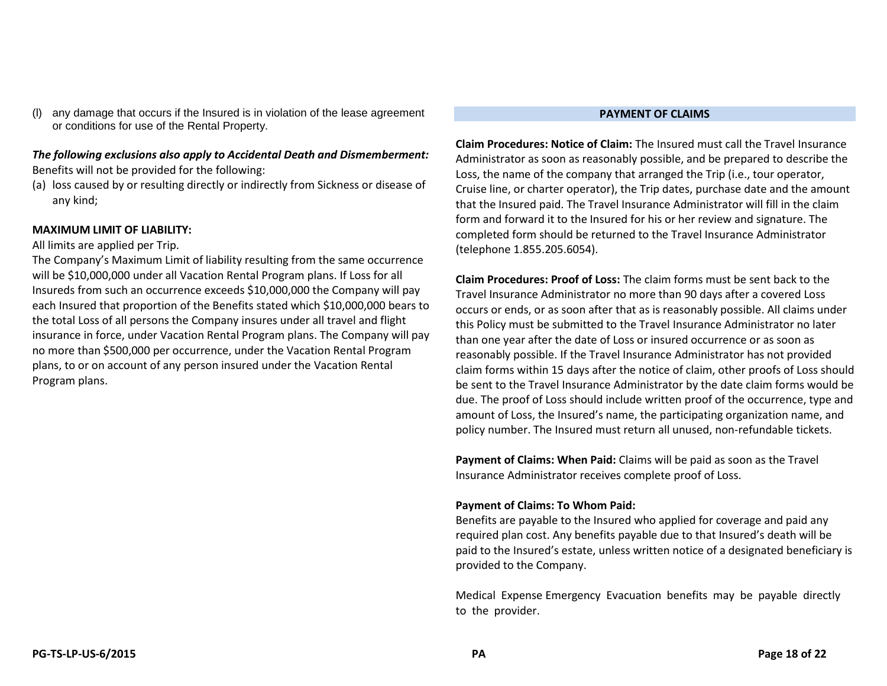(l) any damage that occurs if the Insured is in violation of the lease agreement or conditions for use of the Rental Property.

***The following exclusions also apply to Accidental Death and Dismemberment:***
Benefits will not be provided for the following:

(a) loss caused by or resulting directly or indirectly from Sickness or disease of any kind;

**MAXIMUM LIMIT OF LIABILITY:**

All limits are applied per Trip.

The Company's Maximum Limit of liability resulting from the same occurrence will be $10,000,000 under all Vacation Rental Program plans. If Loss for all Insureds from such an occurrence exceeds $10,000,000 the Company will pay each Insured that proportion of the Benefits stated which $10,000,000 bears to the total Loss of all persons the Company insures under all travel and flight insurance in force, under Vacation Rental Program plans. The Company will pay no more than $500,000 per occurrence, under the Vacation Rental Program plans, to or on account of any person insured under the Vacation Rental Program plans.

## PAYMENT OF CLAIMS

**Claim Procedures: Notice of Claim:** The Insured must call the Travel Insurance Administrator as soon as reasonably possible, and be prepared to describe the Loss, the name of the company that arranged the Trip (i.e., tour operator, Cruise line, or charter operator), the Trip dates, purchase date and the amount that the Insured paid. The Travel Insurance Administrator will fill in the claim form and forward it to the Insured for his or her review and signature. The completed form should be returned to the Travel Insurance Administrator (telephone 1.855.205.6054).

**Claim Procedures: Proof of Loss:** The claim forms must be sent back to the Travel Insurance Administrator no more than 90 days after a covered Loss occurs or ends, or as soon after that as is reasonably possible. All claims under this Policy must be submitted to the Travel Insurance Administrator no later than one year after the date of Loss or insured occurrence or as soon as reasonably possible. If the Travel Insurance Administrator has not provided claim forms within 15 days after the notice of claim, other proofs of Loss should be sent to the Travel Insurance Administrator by the date claim forms would be due. The proof of Loss should include written proof of the occurrence, type and amount of Loss, the Insured's name, the participating organization name, and policy number. The Insured must return all unused, non-refundable tickets.

**Payment of Claims: When Paid:** Claims will be paid as soon as the Travel Insurance Administrator receives complete proof of Loss.

**Payment of Claims: To Whom Paid:**

Benefits are payable to the Insured who applied for coverage and paid any required plan cost. Any benefits payable due to that Insured's death will be paid to the Insured's estate, unless written notice of a designated beneficiary is provided to the Company.

Medical Expense Emergency Evacuation benefits may be payable directly to the provider.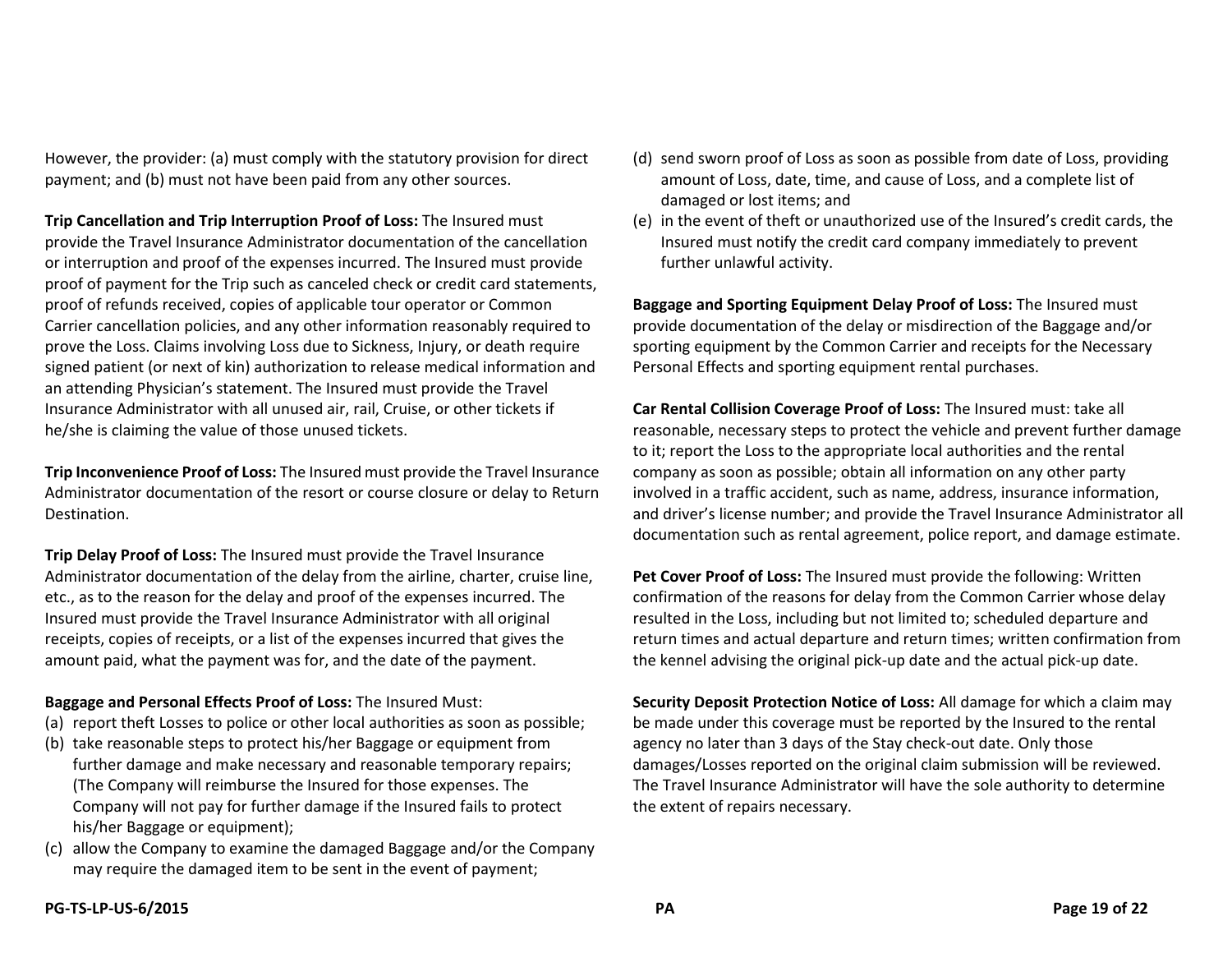However, the provider: (a) must comply with the statutory provision for direct payment; and (b) must not have been paid from any other sources.

**Trip Cancellation and Trip Interruption Proof of Loss:** The Insured must provide the Travel Insurance Administrator documentation of the cancellation or interruption and proof of the expenses incurred. The Insured must provide proof of payment for the Trip such as canceled check or credit card statements, proof of refunds received, copies of applicable tour operator or Common Carrier cancellation policies, and any other information reasonably required to prove the Loss. Claims involving Loss due to Sickness, Injury, or death require signed patient (or next of kin) authorization to release medical information and an attending Physician's statement. The Insured must provide the Travel Insurance Administrator with all unused air, rail, Cruise, or other tickets if he/she is claiming the value of those unused tickets.

**Trip Inconvenience Proof of Loss:** The Insured must provide the Travel Insurance Administrator documentation of the resort or course closure or delay to Return Destination.

**Trip Delay Proof of Loss:** The Insured must provide the Travel Insurance Administrator documentation of the delay from the airline, charter, cruise line, etc., as to the reason for the delay and proof of the expenses incurred. The Insured must provide the Travel Insurance Administrator with all original receipts, copies of receipts, or a list of the expenses incurred that gives the amount paid, what the payment was for, and the date of the payment.

**Baggage and Personal Effects Proof of Loss:** The Insured Must:

(a) report theft Losses to police or other local authorities as soon as possible;
(b) take reasonable steps to protect his/her Baggage or equipment from further damage and make necessary and reasonable temporary repairs; (The Company will reimburse the Insured for those expenses. The Company will not pay for further damage if the Insured fails to protect his/her Baggage or equipment);
(c) allow the Company to examine the damaged Baggage and/or the Company may require the damaged item to be sent in the event of payment;
(d) send sworn proof of Loss as soon as possible from date of Loss, providing amount of Loss, date, time, and cause of Loss, and a complete list of damaged or lost items; and
(e) in the event of theft or unauthorized use of the Insured's credit cards, the Insured must notify the credit card company immediately to prevent further unlawful activity.

**Baggage and Sporting Equipment Delay Proof of Loss:** The Insured must provide documentation of the delay or misdirection of the Baggage and/or sporting equipment by the Common Carrier and receipts for the Necessary Personal Effects and sporting equipment rental purchases.

**Car Rental Collision Coverage Proof of Loss:** The Insured must: take all reasonable, necessary steps to protect the vehicle and prevent further damage to it; report the Loss to the appropriate local authorities and the rental company as soon as possible; obtain all information on any other party involved in a traffic accident, such as name, address, insurance information, and driver's license number; and provide the Travel Insurance Administrator all documentation such as rental agreement, police report, and damage estimate.

**Pet Cover Proof of Loss:** The Insured must provide the following: Written confirmation of the reasons for delay from the Common Carrier whose delay resulted in the Loss, including but not limited to; scheduled departure and return times and actual departure and return times; written confirmation from the kennel advising the original pick-up date and the actual pick-up date.

**Security Deposit Protection Notice of Loss:** All damage for which a claim may be made under this coverage must be reported by the Insured to the rental agency no later than 3 days of the Stay check-out date. Only those damages/Losses reported on the original claim submission will be reviewed. The Travel Insurance Administrator will have the sole authority to determine the extent of repairs necessary.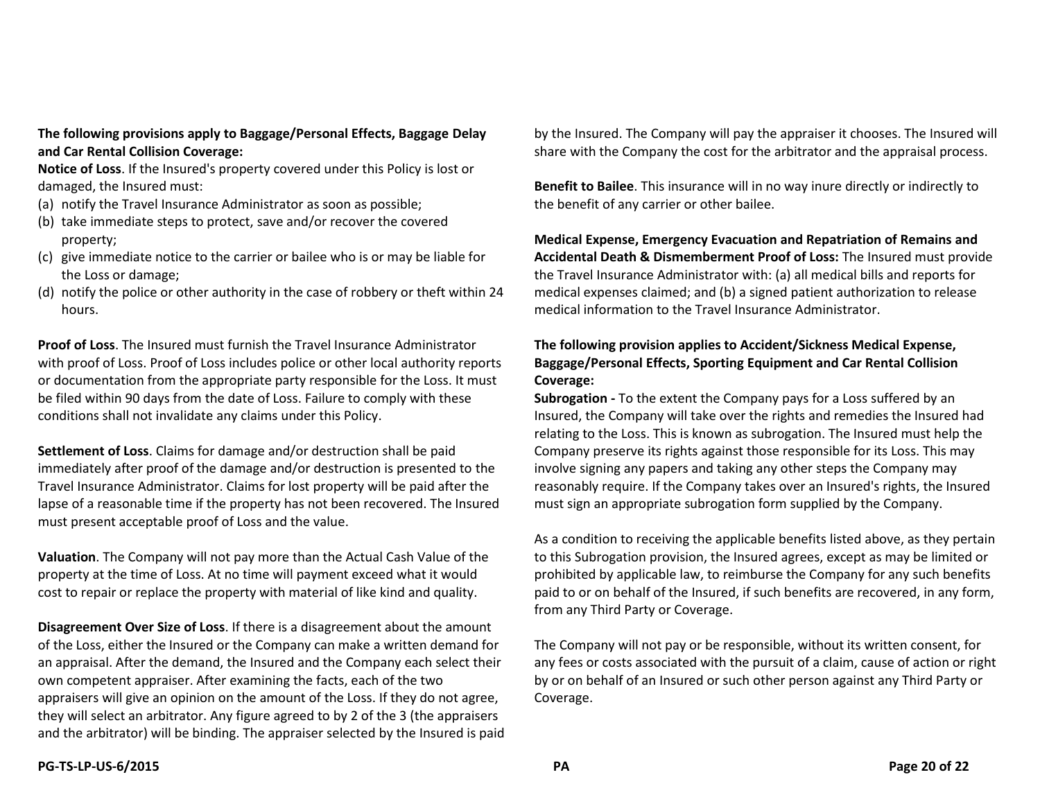**The following provisions apply to Baggage/Personal Effects, Baggage Delay and Car Rental Collision Coverage:**

**Notice of Loss**. If the Insured's property covered under this Policy is lost or damaged, the Insured must:

(a) notify the Travel Insurance Administrator as soon as possible;
(b) take immediate steps to protect, save and/or recover the covered property;
(c) give immediate notice to the carrier or bailee who is or may be liable for the Loss or damage;
(d) notify the police or other authority in the case of robbery or theft within 24 hours.

**Proof of Loss**. The Insured must furnish the Travel Insurance Administrator with proof of Loss. Proof of Loss includes police or other local authority reports or documentation from the appropriate party responsible for the Loss. It must be filed within 90 days from the date of Loss. Failure to comply with these conditions shall not invalidate any claims under this Policy.

**Settlement of Loss**. Claims for damage and/or destruction shall be paid immediately after proof of the damage and/or destruction is presented to the Travel Insurance Administrator. Claims for lost property will be paid after the lapse of a reasonable time if the property has not been recovered. The Insured must present acceptable proof of Loss and the value.

**Valuation**. The Company will not pay more than the Actual Cash Value of the property at the time of Loss. At no time will payment exceed what it would cost to repair or replace the property with material of like kind and quality.

**Disagreement Over Size of Loss**. If there is a disagreement about the amount of the Loss, either the Insured or the Company can make a written demand for an appraisal. After the demand, the Insured and the Company each select their own competent appraiser. After examining the facts, each of the two appraisers will give an opinion on the amount of the Loss. If they do not agree, they will select an arbitrator. Any figure agreed to by 2 of the 3 (the appraisers and the arbitrator) will be binding. The appraiser selected by the Insured is paid by the Insured. The Company will pay the appraiser it chooses. The Insured will share with the Company the cost for the arbitrator and the appraisal process.

**Benefit to Bailee**. This insurance will in no way inure directly or indirectly to the benefit of any carrier or other bailee.

**Medical Expense, Emergency Evacuation and Repatriation of Remains and Accidental Death & Dismemberment Proof of Loss:** The Insured must provide the Travel Insurance Administrator with: (a) all medical bills and reports for medical expenses claimed; and (b) a signed patient authorization to release medical information to the Travel Insurance Administrator.

**The following provision applies to Accident/Sickness Medical Expense, Baggage/Personal Effects, Sporting Equipment and Car Rental Collision Coverage:**

**Subrogation -** To the extent the Company pays for a Loss suffered by an Insured, the Company will take over the rights and remedies the Insured had relating to the Loss. This is known as subrogation. The Insured must help the Company preserve its rights against those responsible for its Loss. This may involve signing any papers and taking any other steps the Company may reasonably require. If the Company takes over an Insured's rights, the Insured must sign an appropriate subrogation form supplied by the Company.

As a condition to receiving the applicable benefits listed above, as they pertain to this Subrogation provision, the Insured agrees, except as may be limited or prohibited by applicable law, to reimburse the Company for any such benefits paid to or on behalf of the Insured, if such benefits are recovered, in any form, from any Third Party or Coverage.

The Company will not pay or be responsible, without its written consent, for any fees or costs associated with the pursuit of a claim, cause of action or right by or on behalf of an Insured or such other person against any Third Party or Coverage.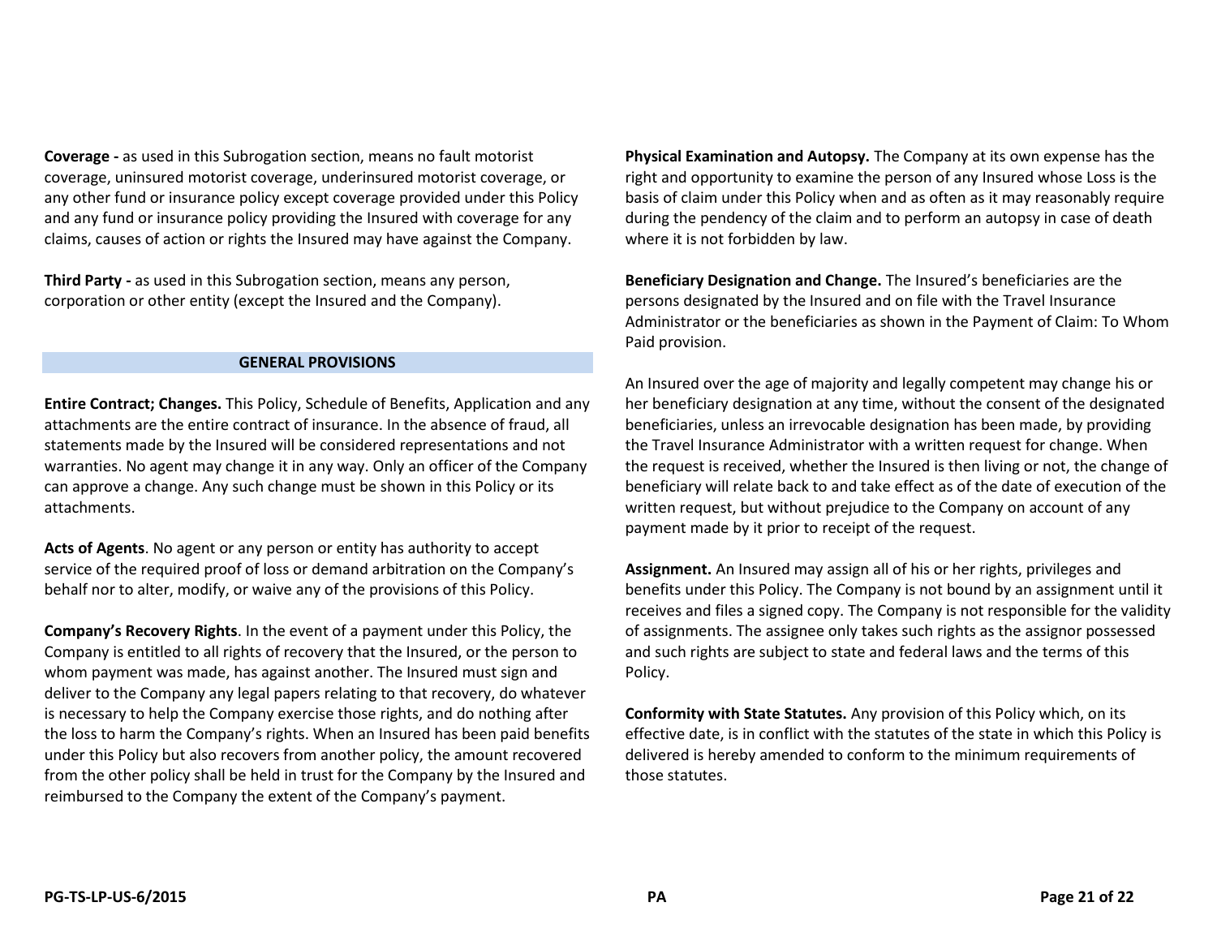**Coverage -** as used in this Subrogation section, means no fault motorist coverage, uninsured motorist coverage, underinsured motorist coverage, or any other fund or insurance policy except coverage provided under this Policy and any fund or insurance policy providing the Insured with coverage for any claims, causes of action or rights the Insured may have against the Company.

**Third Party -** as used in this Subrogation section, means any person, corporation or other entity (except the Insured and the Company).

## GENERAL PROVISIONS

**Entire Contract; Changes.** This Policy, Schedule of Benefits, Application and any attachments are the entire contract of insurance. In the absence of fraud, all statements made by the Insured will be considered representations and not warranties. No agent may change it in any way. Only an officer of the Company can approve a change. Any such change must be shown in this Policy or its attachments.

**Acts of Agents**. No agent or any person or entity has authority to accept service of the required proof of loss or demand arbitration on the Company's behalf nor to alter, modify, or waive any of the provisions of this Policy.

**Company's Recovery Rights**. In the event of a payment under this Policy, the Company is entitled to all rights of recovery that the Insured, or the person to whom payment was made, has against another. The Insured must sign and deliver to the Company any legal papers relating to that recovery, do whatever is necessary to help the Company exercise those rights, and do nothing after the loss to harm the Company's rights. When an Insured has been paid benefits under this Policy but also recovers from another policy, the amount recovered from the other policy shall be held in trust for the Company by the Insured and reimbursed to the Company the extent of the Company's payment.

**Physical Examination and Autopsy.** The Company at its own expense has the right and opportunity to examine the person of any Insured whose Loss is the basis of claim under this Policy when and as often as it may reasonably require during the pendency of the claim and to perform an autopsy in case of death where it is not forbidden by law.

**Beneficiary Designation and Change.** The Insured's beneficiaries are the persons designated by the Insured and on file with the Travel Insurance Administrator or the beneficiaries as shown in the Payment of Claim: To Whom Paid provision.

An Insured over the age of majority and legally competent may change his or her beneficiary designation at any time, without the consent of the designated beneficiaries, unless an irrevocable designation has been made, by providing the Travel Insurance Administrator with a written request for change. When the request is received, whether the Insured is then living or not, the change of beneficiary will relate back to and take effect as of the date of execution of the written request, but without prejudice to the Company on account of any payment made by it prior to receipt of the request.

**Assignment.** An Insured may assign all of his or her rights, privileges and benefits under this Policy. The Company is not bound by an assignment until it receives and files a signed copy. The Company is not responsible for the validity of assignments. The assignee only takes such rights as the assignor possessed and such rights are subject to state and federal laws and the terms of this Policy.

**Conformity with State Statutes.** Any provision of this Policy which, on its effective date, is in conflict with the statutes of the state in which this Policy is delivered is hereby amended to conform to the minimum requirements of those statutes.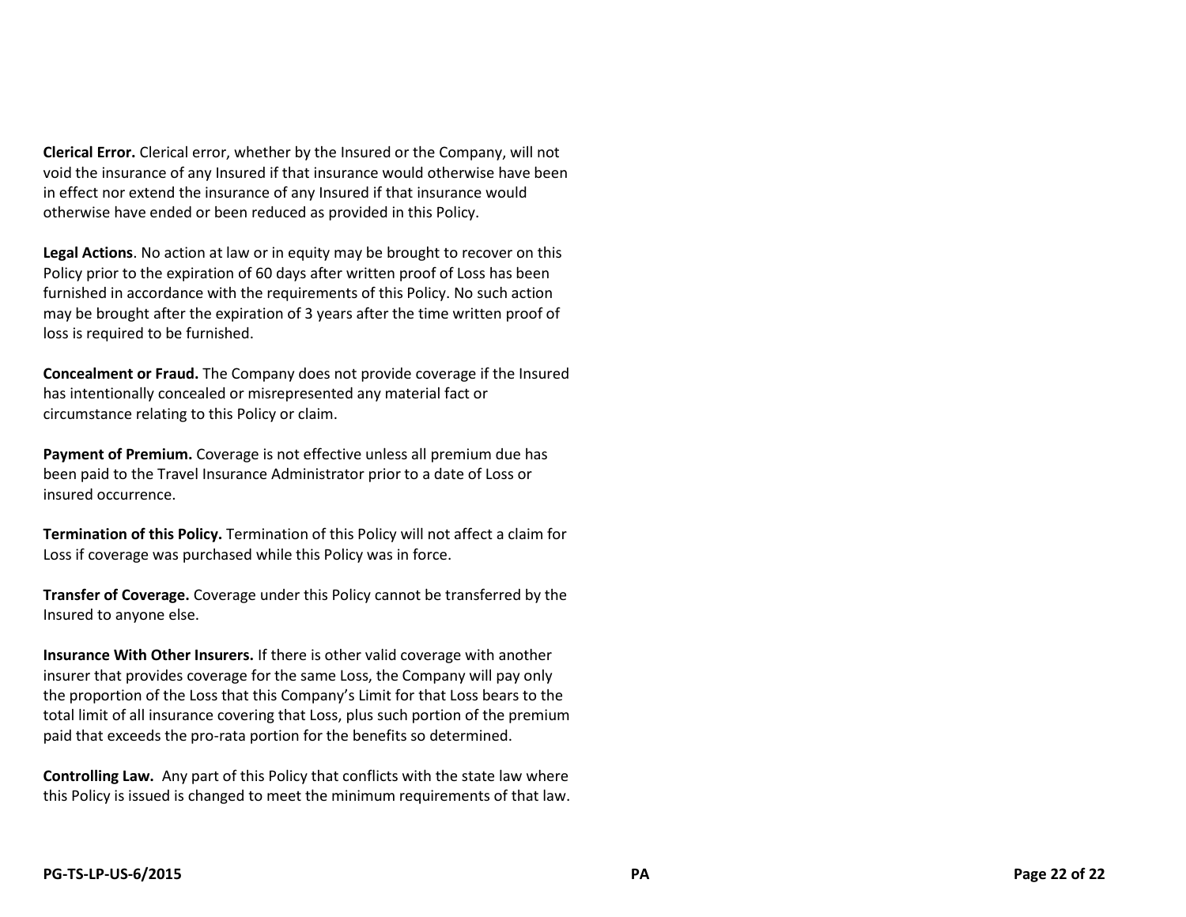**Clerical Error.** Clerical error, whether by the Insured or the Company, will not void the insurance of any Insured if that insurance would otherwise have been in effect nor extend the insurance of any Insured if that insurance would otherwise have ended or been reduced as provided in this Policy.

**Legal Actions**. No action at law or in equity may be brought to recover on this Policy prior to the expiration of 60 days after written proof of Loss has been furnished in accordance with the requirements of this Policy. No such action may be brought after the expiration of 3 years after the time written proof of loss is required to be furnished.

**Concealment or Fraud.** The Company does not provide coverage if the Insured has intentionally concealed or misrepresented any material fact or circumstance relating to this Policy or claim.

**Payment of Premium.** Coverage is not effective unless all premium due has been paid to the Travel Insurance Administrator prior to a date of Loss or insured occurrence.

**Termination of this Policy.** Termination of this Policy will not affect a claim for Loss if coverage was purchased while this Policy was in force.

**Transfer of Coverage.** Coverage under this Policy cannot be transferred by the Insured to anyone else.

**Insurance With Other Insurers.** If there is other valid coverage with another insurer that provides coverage for the same Loss, the Company will pay only the proportion of the Loss that this Company's Limit for that Loss bears to the total limit of all insurance covering that Loss, plus such portion of the premium paid that exceeds the pro-rata portion for the benefits so determined.

**Controlling Law.** Any part of this Policy that conflicts with the state law where this Policy is issued is changed to meet the minimum requirements of that law.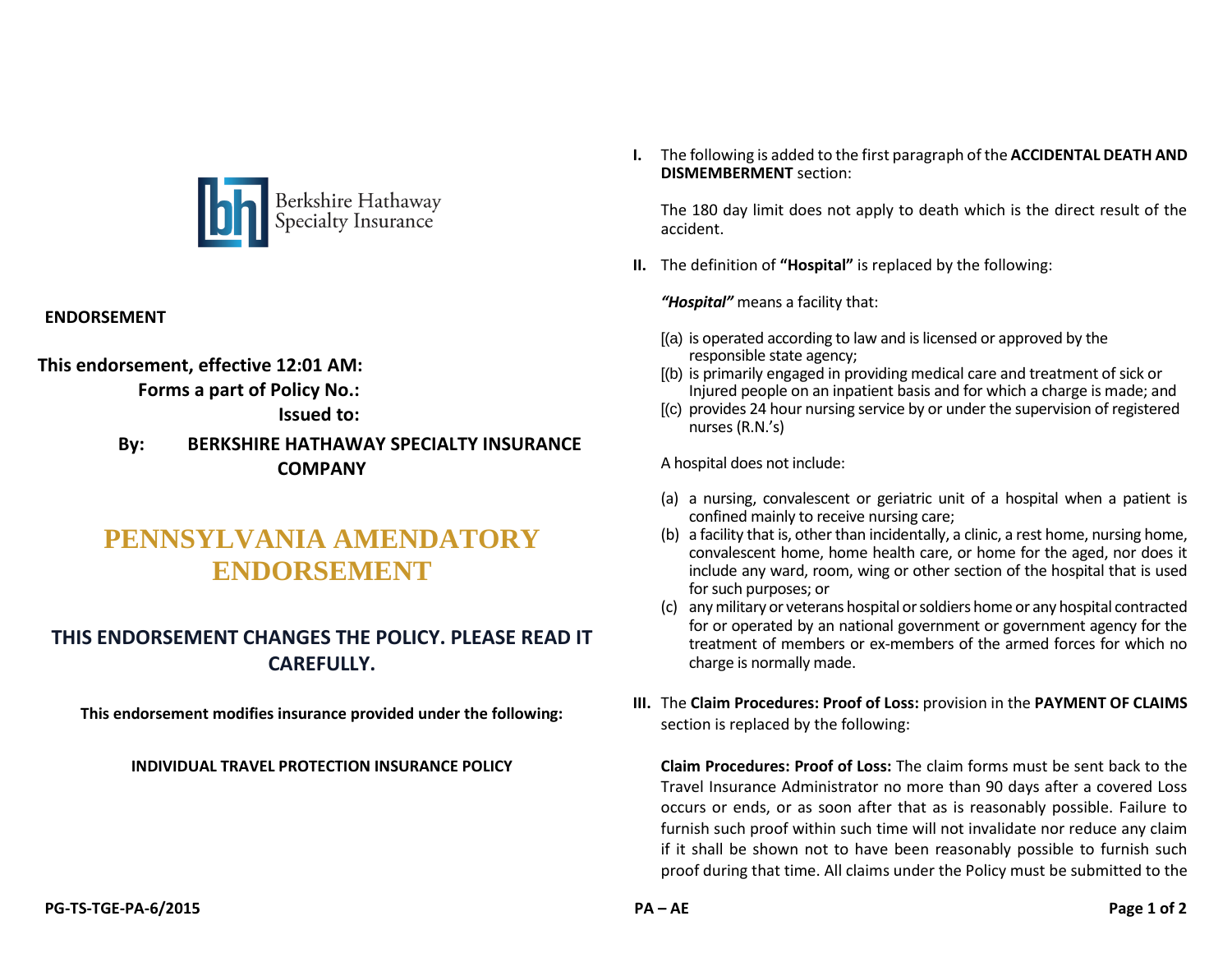Berkshire Hathaway Specialty Insurance

**ENDORSEMENT**

**This endorsement, effective 12:01 AM:**

**Forms a part of Policy No.:**

**Issued to:**

**By: BERKSHIRE HATHAWAY SPECIALTY INSURANCE COMPANY**

# PENNSYLVANIA AMENDATORY ENDORSEMENT

## THIS ENDORSEMENT CHANGES THE POLICY. PLEASE READ IT CAREFULLY.

**This endorsement modifies insurance provided under the following:**

**INDIVIDUAL TRAVEL PROTECTION INSURANCE POLICY**

**I.** The following is added to the first paragraph of the **ACCIDENTAL DEATH AND DISMEMBERMENT** section:

The 180 day limit does not apply to death which is the direct result of the accident.

**II.** The definition of **"Hospital"** is replaced by the following:

***"Hospital"*** means a facility that:

[(a) is operated according to law and is licensed or approved by the responsible state agency;
[(b) is primarily engaged in providing medical care and treatment of sick or Injured people on an inpatient basis and for which a charge is made; and
[(c) provides 24 hour nursing service by or under the supervision of registered nurses (R.N.'s)

A hospital does not include:

(a) a nursing, convalescent or geriatric unit of a hospital when a patient is confined mainly to receive nursing care;
(b) a facility that is, other than incidentally, a clinic, a rest home, nursing home, convalescent home, home health care, or home for the aged, nor does it include any ward, room, wing or other section of the hospital that is used for such purposes; or
(c) any military or veterans hospital or soldiers home or any hospital contracted for or operated by an national government or government agency for the treatment of members or ex-members of the armed forces for which no charge is normally made.

**III.** The **Claim Procedures: Proof of Loss:** provision in the **PAYMENT OF CLAIMS** section is replaced by the following:

**Claim Procedures: Proof of Loss:** The claim forms must be sent back to the Travel Insurance Administrator no more than 90 days after a covered Loss occurs or ends, or as soon after that as is reasonably possible. Failure to furnish such proof within such time will not invalidate nor reduce any claim if it shall be shown not to have been reasonably possible to furnish such proof during that time. All claims under the Policy must be submitted to the

PG-TS-TGE-PA-6/2015 PA – AE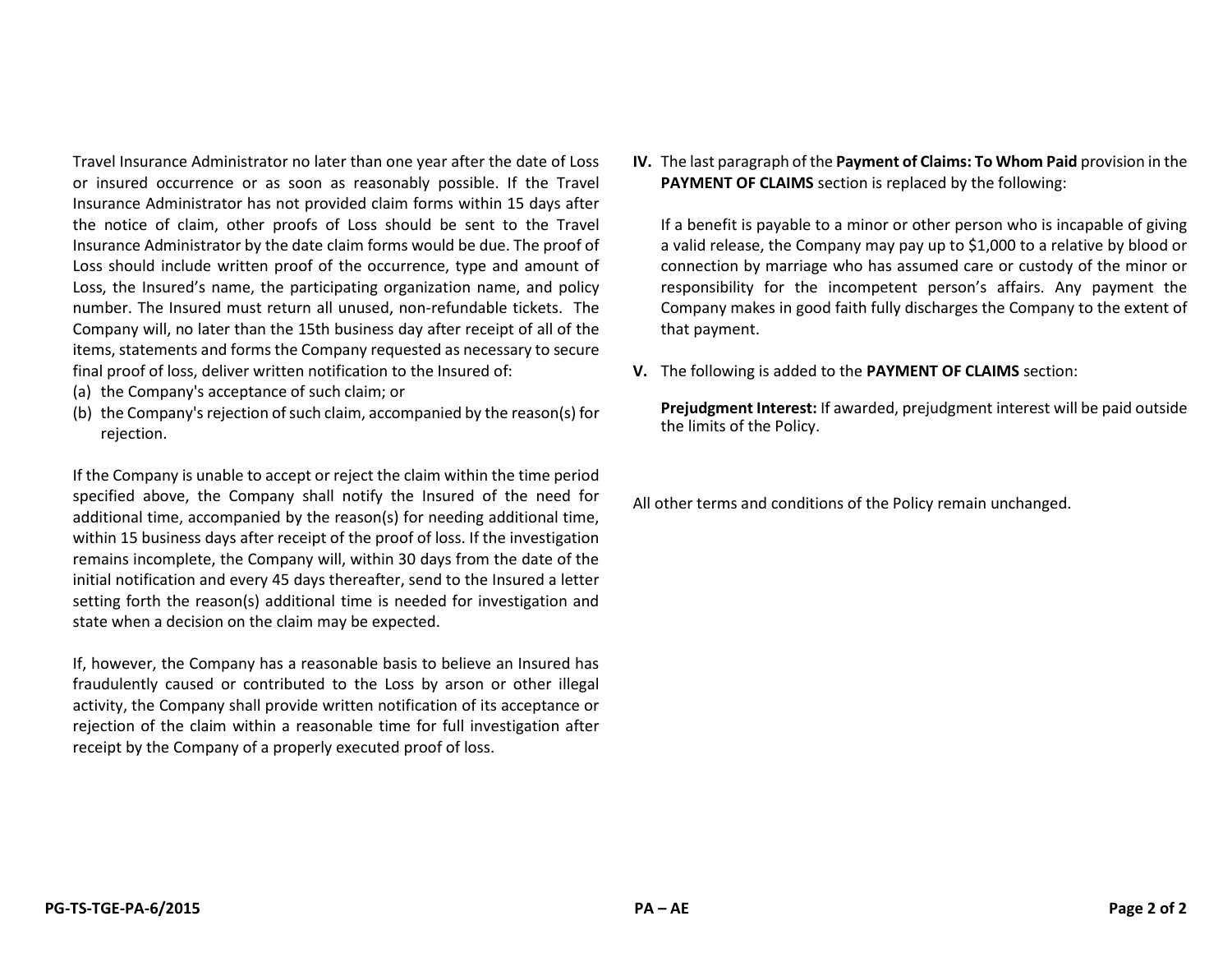Travel Insurance Administrator no later than one year after the date of Loss or insured occurrence or as soon as reasonably possible. If the Travel Insurance Administrator has not provided claim forms within 15 days after the notice of claim, other proofs of Loss should be sent to the Travel Insurance Administrator by the date claim forms would be due. The proof of Loss should include written proof of the occurrence, type and amount of Loss, the Insured's name, the participating organization name, and policy number. The Insured must return all unused, non-refundable tickets. The Company will, no later than the 15th business day after receipt of all of the items, statements and forms the Company requested as necessary to secure final proof of loss, deliver written notification to the Insured of:

(a) the Company's acceptance of such claim; or
(b) the Company's rejection of such claim, accompanied by the reason(s) for rejection.

If the Company is unable to accept or reject the claim within the time period specified above, the Company shall notify the Insured of the need for additional time, accompanied by the reason(s) for needing additional time, within 15 business days after receipt of the proof of loss. If the investigation remains incomplete, the Company will, within 30 days from the date of the initial notification and every 45 days thereafter, send to the Insured a letter setting forth the reason(s) additional time is needed for investigation and state when a decision on the claim may be expected.

If, however, the Company has a reasonable basis to believe an Insured has fraudulently caused or contributed to the Loss by arson or other illegal activity, the Company shall provide written notification of its acceptance or rejection of the claim within a reasonable time for full investigation after receipt by the Company of a properly executed proof of loss.

**IV.** The last paragraph of the **Payment of Claims: To Whom Paid** provision in the **PAYMENT OF CLAIMS** section is replaced by the following:

If a benefit is payable to a minor or other person who is incapable of giving a valid release, the Company may pay up to $1,000 to a relative by blood or connection by marriage who has assumed care or custody of the minor or responsibility for the incompetent person's affairs. Any payment the Company makes in good faith fully discharges the Company to the extent of that payment.

**V.** The following is added to the **PAYMENT OF CLAIMS** section:

**Prejudgment Interest:** If awarded, prejudgment interest will be paid outside the limits of the Policy.

All other terms and conditions of the Policy remain unchanged.

**PG-TS-TGE-PA-6/2015** **PA – AE**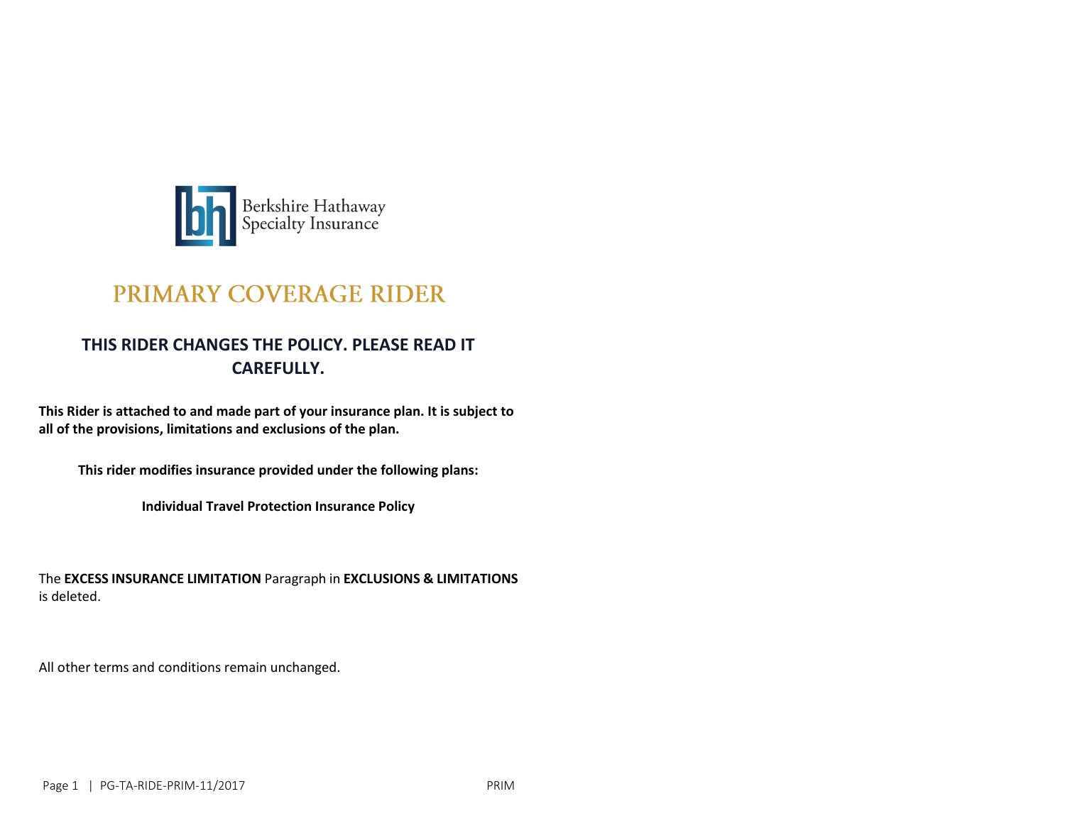Berkshire Hathaway Specialty Insurance

# PRIMARY COVERAGE RIDER

## THIS RIDER CHANGES THE POLICY. PLEASE READ IT CAREFULLY.

**This Rider is attached to and made part of your insurance plan. It is subject to all of the provisions, limitations and exclusions of the plan.**

**This rider modifies insurance provided under the following plans:**

**Individual Travel Protection Insurance Policy**

The **EXCESS INSURANCE LIMITATION** Paragraph in **EXCLUSIONS & LIMITATIONS** is deleted.

All other terms and conditions remain unchanged.

PG-TA-RIDE-PRIM-11/2017 PRIM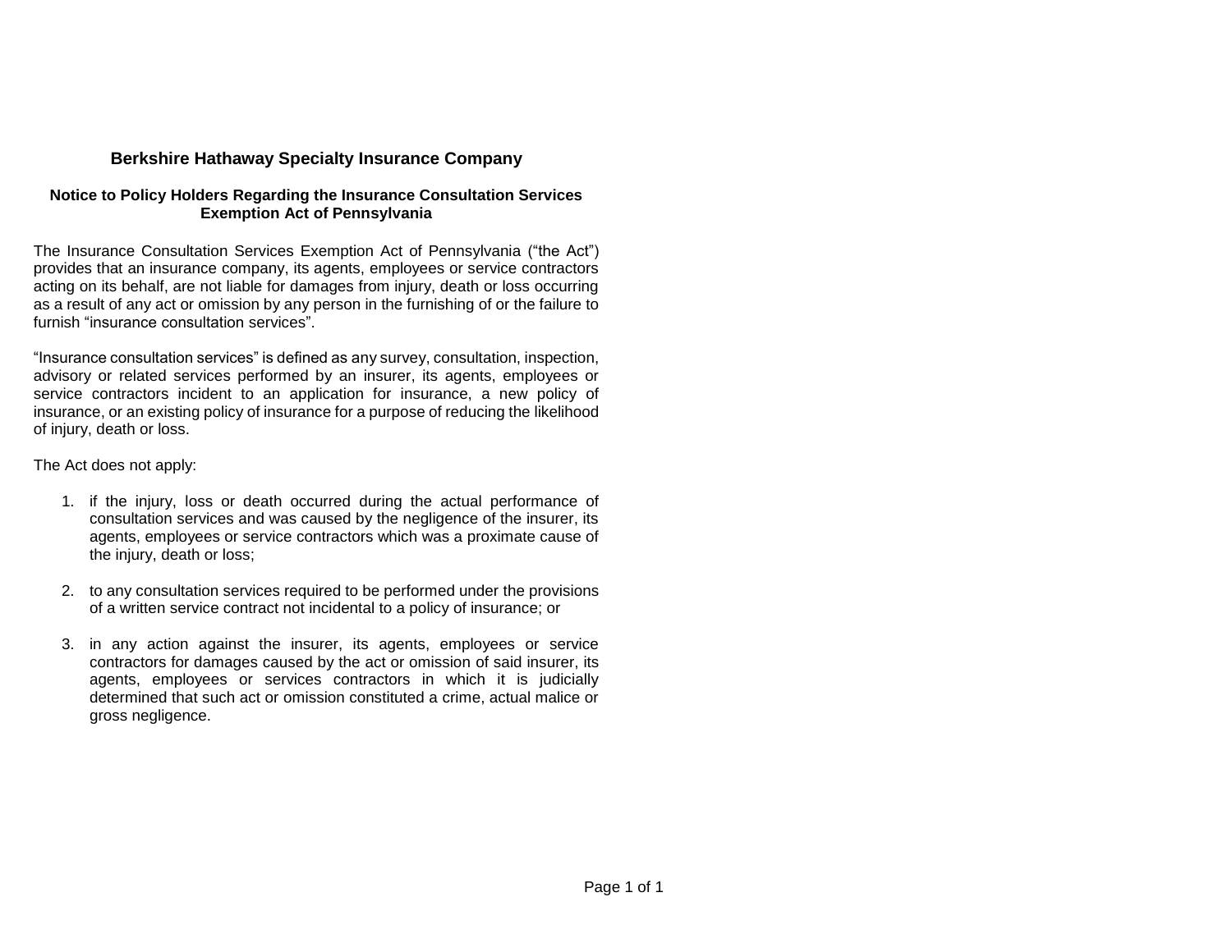## Berkshire Hathaway Specialty Insurance Company

### Notice to Policy Holders Regarding the Insurance Consultation Services Exemption Act of Pennsylvania

The Insurance Consultation Services Exemption Act of Pennsylvania (“the Act”) provides that an insurance company, its agents, employees or service contractors acting on its behalf, are not liable for damages from injury, death or loss occurring as a result of any act or omission by any person in the furnishing of or the failure to furnish “insurance consultation services”.

“Insurance consultation services” is defined as any survey, consultation, inspection, advisory or related services performed by an insurer, its agents, employees or service contractors incident to an application for insurance, a new policy of insurance, or an existing policy of insurance for a purpose of reducing the likelihood of injury, death or loss.

The Act does not apply:

1. if the injury, loss or death occurred during the actual performance of consultation services and was caused by the negligence of the insurer, its agents, employees or service contractors which was a proximate cause of the injury, death or loss;

2. to any consultation services required to be performed under the provisions of a written service contract not incidental to a policy of insurance; or

3. in any action against the insurer, its agents, employees or service contractors for damages caused by the act or omission of said insurer, its agents, employees or services contractors in which it is judicially determined that such act or omission constituted a crime, actual malice or gross negligence.